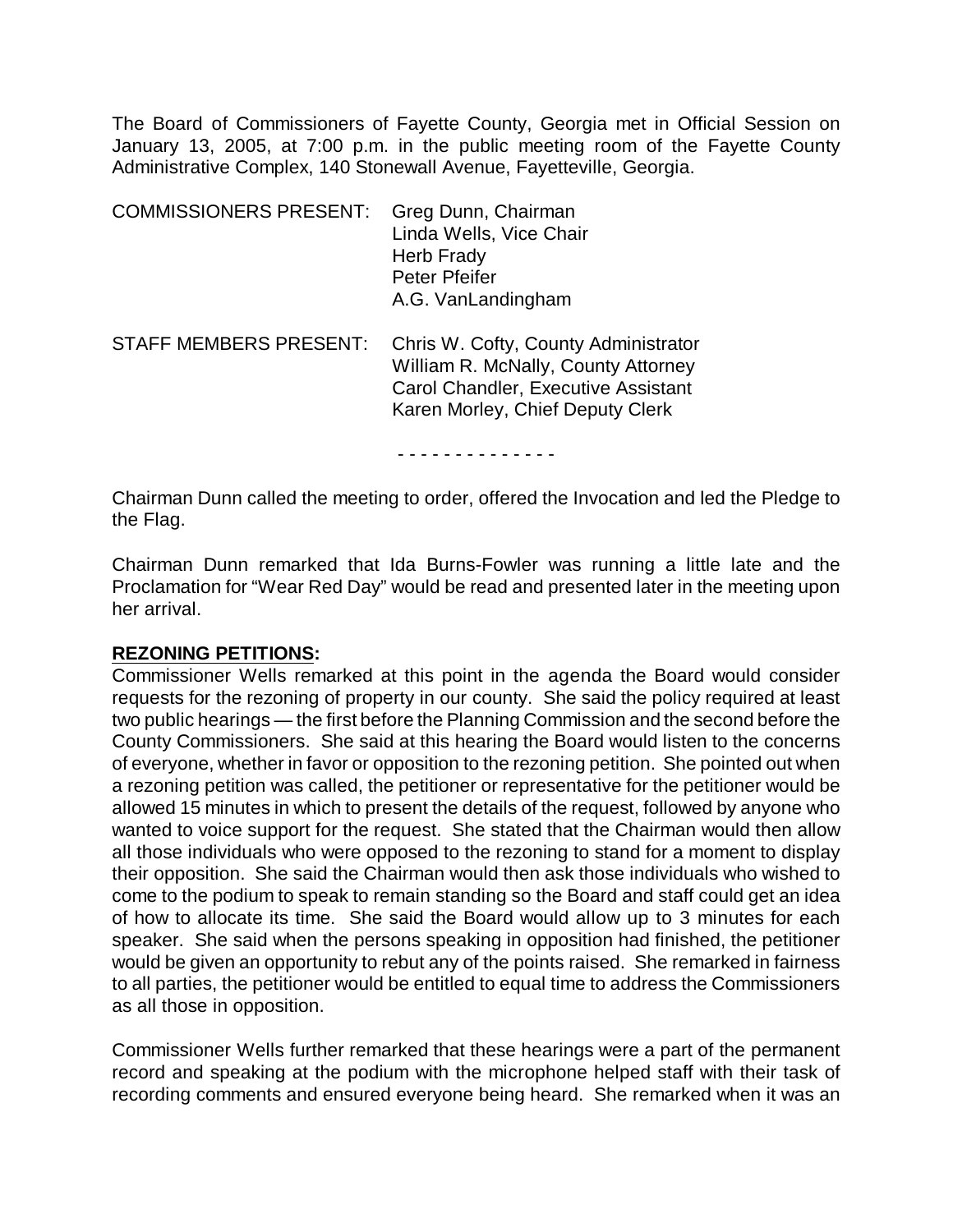The Board of Commissioners of Fayette County, Georgia met in Official Session on January 13, 2005, at 7:00 p.m. in the public meeting room of the Fayette County Administrative Complex, 140 Stonewall Avenue, Fayetteville, Georgia.

| | |
|---|---|
| COMMISSIONERS PRESENT: | Greg Dunn, Chairman<br>Linda Wells, Vice Chair<br>Herb Frady<br>Peter Pfeifer<br>A.G. VanLandingham |
| STAFF MEMBERS PRESENT: | Chris W. Cofty, County Administrator<br>William R. McNally, County Attorney<br>Carol Chandler, Executive Assistant<br>Karen Morley, Chief Deputy Clerk |

- - - - - - - - - - - - - -

Chairman Dunn called the meeting to order, offered the Invocation and led the Pledge to the Flag.

Chairman Dunn remarked that Ida Burns-Fowler was running a little late and the Proclamation for "Wear Red Day" would be read and presented later in the meeting upon her arrival.

**REZONING PETITIONS:**

Commissioner Wells remarked at this point in the agenda the Board would consider requests for the rezoning of property in our county. She said the policy required at least two public hearings — the first before the Planning Commission and the second before the County Commissioners. She said at this hearing the Board would listen to the concerns of everyone, whether in favor or opposition to the rezoning petition. She pointed out when a rezoning petition was called, the petitioner or representative for the petitioner would be allowed 15 minutes in which to present the details of the request, followed by anyone who wanted to voice support for the request. She stated that the Chairman would then allow all those individuals who were opposed to the rezoning to stand for a moment to display their opposition. She said the Chairman would then ask those individuals who wished to come to the podium to speak to remain standing so the Board and staff could get an idea of how to allocate its time. She said the Board would allow up to 3 minutes for each speaker. She said when the persons speaking in opposition had finished, the petitioner would be given an opportunity to rebut any of the points raised. She remarked in fairness to all parties, the petitioner would be entitled to equal time to address the Commissioners as all those in opposition.

Commissioner Wells further remarked that these hearings were a part of the permanent record and speaking at the podium with the microphone helped staff with their task of recording comments and ensured everyone being heard. She remarked when it was an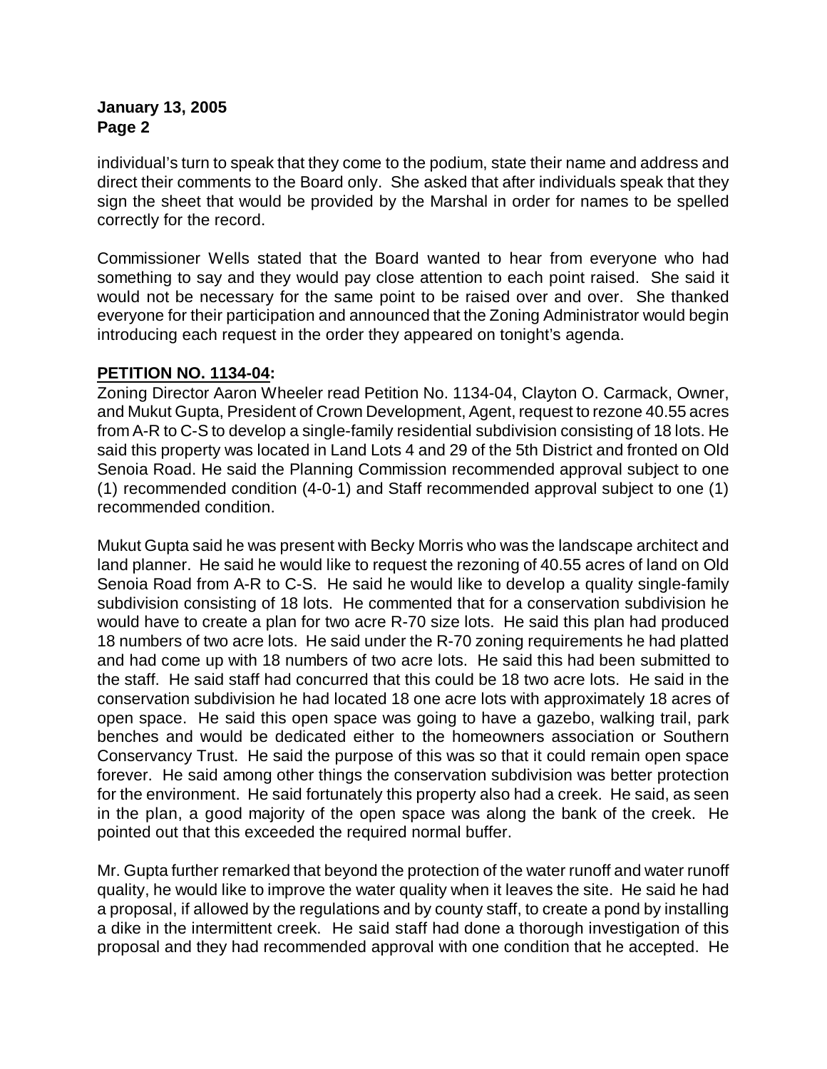individual's turn to speak that they come to the podium, state their name and address and direct their comments to the Board only. She asked that after individuals speak that they sign the sheet that would be provided by the Marshal in order for names to be spelled correctly for the record.

Commissioner Wells stated that the Board wanted to hear from everyone who had something to say and they would pay close attention to each point raised. She said it would not be necessary for the same point to be raised over and over. She thanked everyone for their participation and announced that the Zoning Administrator would begin introducing each request in the order they appeared on tonight's agenda.

**PETITION NO. 1134-04:**

Zoning Director Aaron Wheeler read Petition No. 1134-04, Clayton O. Carmack, Owner, and Mukut Gupta, President of Crown Development, Agent, request to rezone 40.55 acres from A-R to C-S to develop a single-family residential subdivision consisting of 18 lots. He said this property was located in Land Lots 4 and 29 of the 5th District and fronted on Old Senoia Road. He said the Planning Commission recommended approval subject to one (1) recommended condition (4-0-1) and Staff recommended approval subject to one (1) recommended condition.

Mukut Gupta said he was present with Becky Morris who was the landscape architect and land planner. He said he would like to request the rezoning of 40.55 acres of land on Old Senoia Road from A-R to C-S. He said he would like to develop a quality single-family subdivision consisting of 18 lots. He commented that for a conservation subdivision he would have to create a plan for two acre R-70 size lots. He said this plan had produced 18 numbers of two acre lots. He said under the R-70 zoning requirements he had platted and had come up with 18 numbers of two acre lots. He said this had been submitted to the staff. He said staff had concurred that this could be 18 two acre lots. He said in the conservation subdivision he had located 18 one acre lots with approximately 18 acres of open space. He said this open space was going to have a gazebo, walking trail, park benches and would be dedicated either to the homeowners association or Southern Conservancy Trust. He said the purpose of this was so that it could remain open space forever. He said among other things the conservation subdivision was better protection for the environment. He said fortunately this property also had a creek. He said, as seen in the plan, a good majority of the open space was along the bank of the creek. He pointed out that this exceeded the required normal buffer.

Mr. Gupta further remarked that beyond the protection of the water runoff and water runoff quality, he would like to improve the water quality when it leaves the site. He said he had a proposal, if allowed by the regulations and by county staff, to create a pond by installing a dike in the intermittent creek. He said staff had done a thorough investigation of this proposal and they had recommended approval with one condition that he accepted. He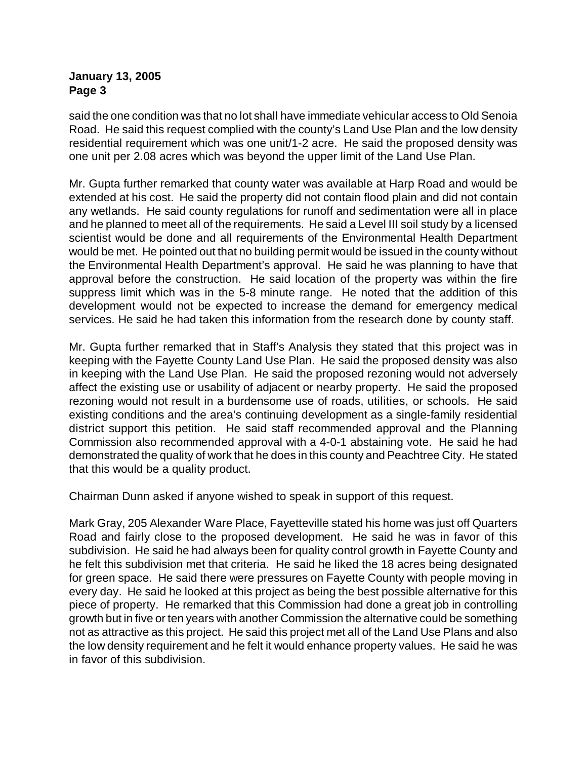said the one condition was that no lot shall have immediate vehicular access to Old Senoia Road. He said this request complied with the county's Land Use Plan and the low density residential requirement which was one unit/1-2 acre. He said the proposed density was one unit per 2.08 acres which was beyond the upper limit of the Land Use Plan.

Mr. Gupta further remarked that county water was available at Harp Road and would be extended at his cost. He said the property did not contain flood plain and did not contain any wetlands. He said county regulations for runoff and sedimentation were all in place and he planned to meet all of the requirements. He said a Level III soil study by a licensed scientist would be done and all requirements of the Environmental Health Department would be met. He pointed out that no building permit would be issued in the county without the Environmental Health Department's approval. He said he was planning to have that approval before the construction. He said location of the property was within the fire suppress limit which was in the 5-8 minute range. He noted that the addition of this development would not be expected to increase the demand for emergency medical services. He said he had taken this information from the research done by county staff.

Mr. Gupta further remarked that in Staff's Analysis they stated that this project was in keeping with the Fayette County Land Use Plan. He said the proposed density was also in keeping with the Land Use Plan. He said the proposed rezoning would not adversely affect the existing use or usability of adjacent or nearby property. He said the proposed rezoning would not result in a burdensome use of roads, utilities, or schools. He said existing conditions and the area's continuing development as a single-family residential district support this petition. He said staff recommended approval and the Planning Commission also recommended approval with a 4-0-1 abstaining vote. He said he had demonstrated the quality of work that he does in this county and Peachtree City. He stated that this would be a quality product.

Chairman Dunn asked if anyone wished to speak in support of this request.

Mark Gray, 205 Alexander Ware Place, Fayetteville stated his home was just off Quarters Road and fairly close to the proposed development. He said he was in favor of this subdivision. He said he had always been for quality control growth in Fayette County and he felt this subdivision met that criteria. He said he liked the 18 acres being designated for green space. He said there were pressures on Fayette County with people moving in every day. He said he looked at this project as being the best possible alternative for this piece of property. He remarked that this Commission had done a great job in controlling growth but in five or ten years with another Commission the alternative could be something not as attractive as this project. He said this project met all of the Land Use Plans and also the low density requirement and he felt it would enhance property values. He said he was in favor of this subdivision.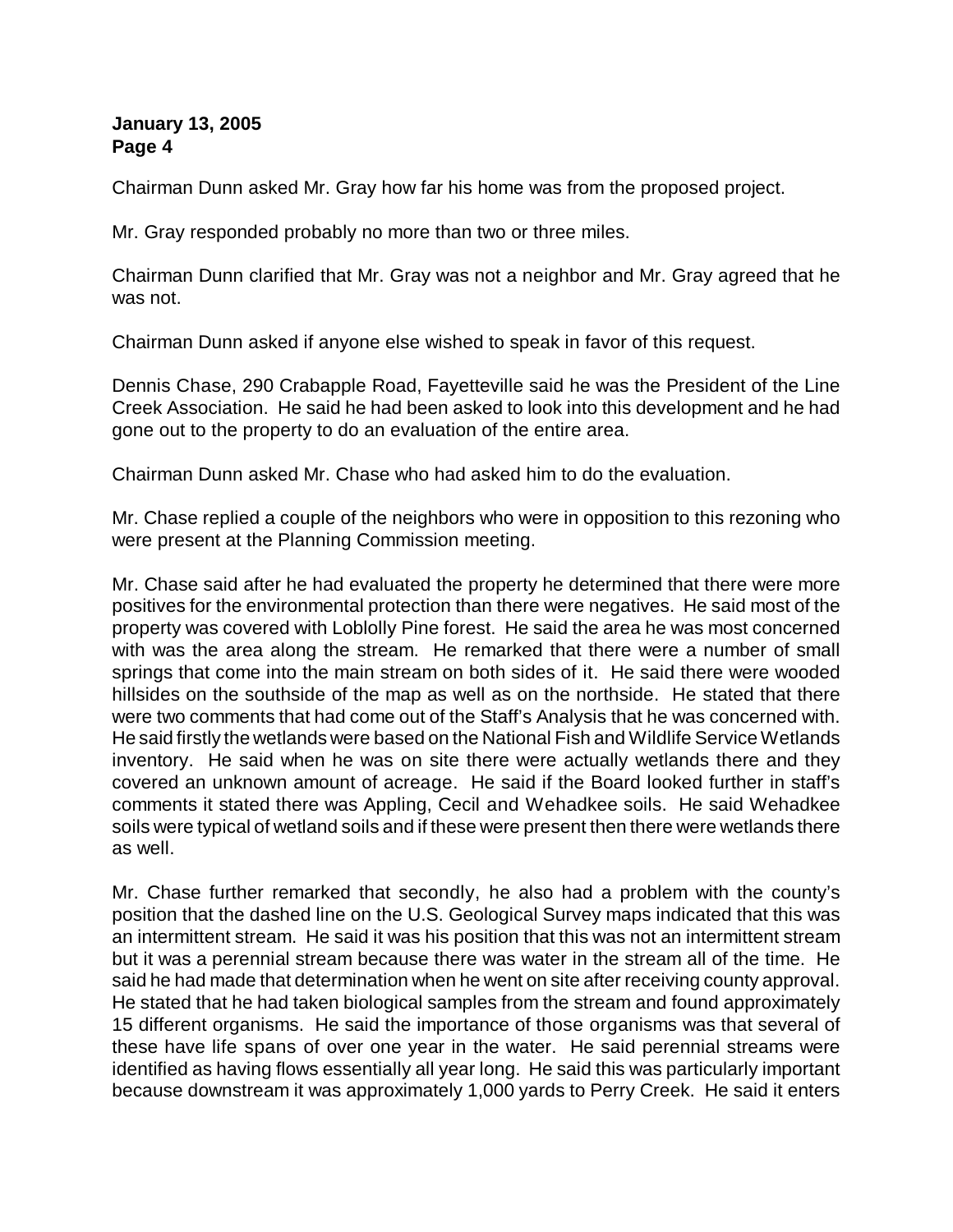Chairman Dunn asked Mr. Gray how far his home was from the proposed project.

Mr. Gray responded probably no more than two or three miles.

Chairman Dunn clarified that Mr. Gray was not a neighbor and Mr. Gray agreed that he was not.

Chairman Dunn asked if anyone else wished to speak in favor of this request.

Dennis Chase, 290 Crabapple Road, Fayetteville said he was the President of the Line Creek Association. He said he had been asked to look into this development and he had gone out to the property to do an evaluation of the entire area.

Chairman Dunn asked Mr. Chase who had asked him to do the evaluation.

Mr. Chase replied a couple of the neighbors who were in opposition to this rezoning who were present at the Planning Commission meeting.

Mr. Chase said after he had evaluated the property he determined that there were more positives for the environmental protection than there were negatives. He said most of the property was covered with Loblolly Pine forest. He said the area he was most concerned with was the area along the stream. He remarked that there were a number of small springs that come into the main stream on both sides of it. He said there were wooded hillsides on the southside of the map as well as on the northside. He stated that there were two comments that had come out of the Staff's Analysis that he was concerned with. He said firstly the wetlands were based on the National Fish and Wildlife Service Wetlands inventory. He said when he was on site there were actually wetlands there and they covered an unknown amount of acreage. He said if the Board looked further in staff's comments it stated there was Appling, Cecil and Wehadkee soils. He said Wehadkee soils were typical of wetland soils and if these were present then there were wetlands there as well.

Mr. Chase further remarked that secondly, he also had a problem with the county's position that the dashed line on the U.S. Geological Survey maps indicated that this was an intermittent stream. He said it was his position that this was not an intermittent stream but it was a perennial stream because there was water in the stream all of the time. He said he had made that determination when he went on site after receiving county approval. He stated that he had taken biological samples from the stream and found approximately 15 different organisms. He said the importance of those organisms was that several of these have life spans of over one year in the water. He said perennial streams were identified as having flows essentially all year long. He said this was particularly important because downstream it was approximately 1,000 yards to Perry Creek. He said it enters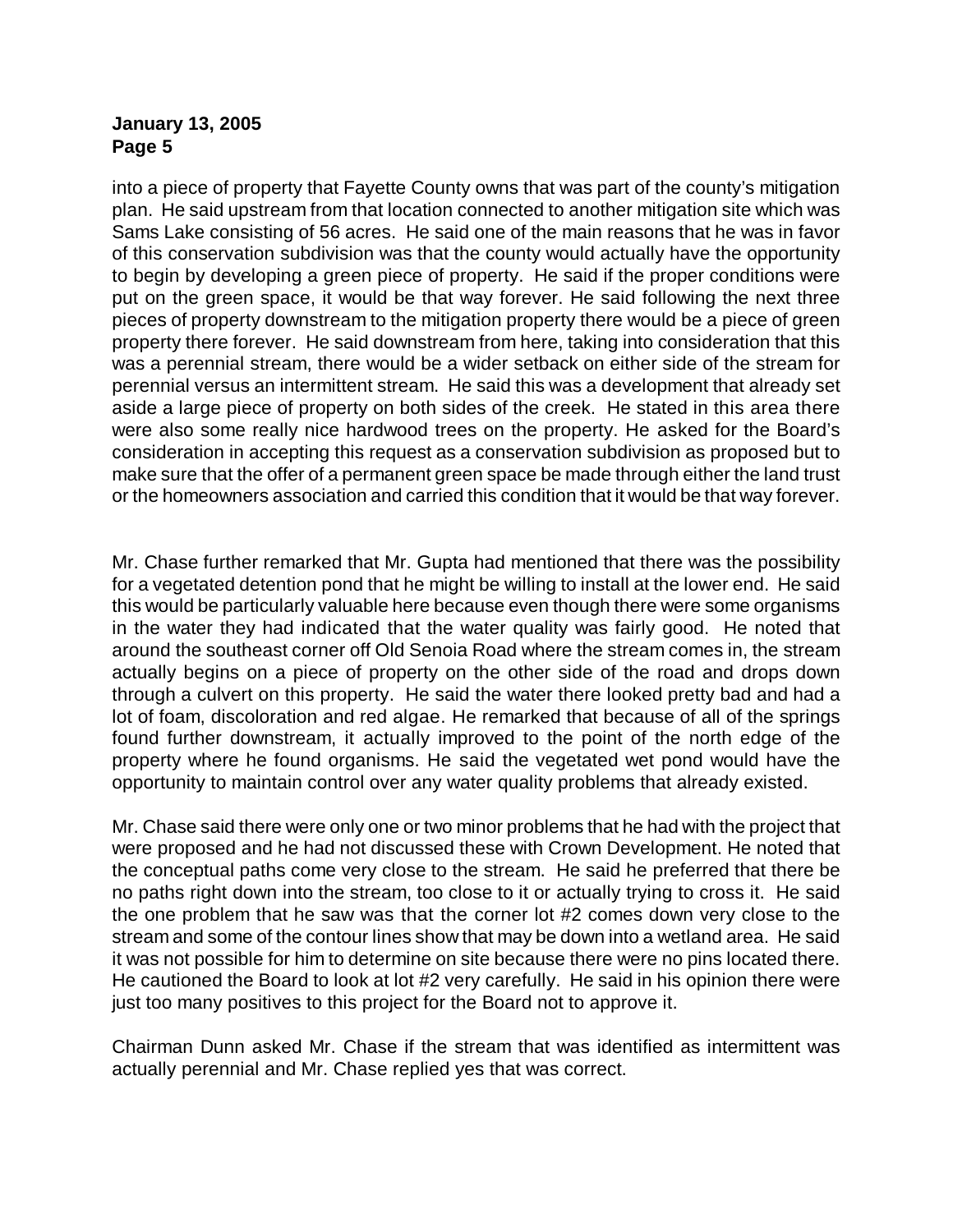into a piece of property that Fayette County owns that was part of the county's mitigation plan. He said upstream from that location connected to another mitigation site which was Sams Lake consisting of 56 acres. He said one of the main reasons that he was in favor of this conservation subdivision was that the county would actually have the opportunity to begin by developing a green piece of property. He said if the proper conditions were put on the green space, it would be that way forever. He said following the next three pieces of property downstream to the mitigation property there would be a piece of green property there forever. He said downstream from here, taking into consideration that this was a perennial stream, there would be a wider setback on either side of the stream for perennial versus an intermittent stream. He said this was a development that already set aside a large piece of property on both sides of the creek. He stated in this area there were also some really nice hardwood trees on the property. He asked for the Board's consideration in accepting this request as a conservation subdivision as proposed but to make sure that the offer of a permanent green space be made through either the land trust or the homeowners association and carried this condition that it would be that way forever.

Mr. Chase further remarked that Mr. Gupta had mentioned that there was the possibility for a vegetated detention pond that he might be willing to install at the lower end. He said this would be particularly valuable here because even though there were some organisms in the water they had indicated that the water quality was fairly good. He noted that around the southeast corner off Old Senoia Road where the stream comes in, the stream actually begins on a piece of property on the other side of the road and drops down through a culvert on this property. He said the water there looked pretty bad and had a lot of foam, discoloration and red algae. He remarked that because of all of the springs found further downstream, it actually improved to the point of the north edge of the property where he found organisms. He said the vegetated wet pond would have the opportunity to maintain control over any water quality problems that already existed.

Mr. Chase said there were only one or two minor problems that he had with the project that were proposed and he had not discussed these with Crown Development. He noted that the conceptual paths come very close to the stream. He said he preferred that there be no paths right down into the stream, too close to it or actually trying to cross it. He said the one problem that he saw was that the corner lot #2 comes down very close to the stream and some of the contour lines show that may be down into a wetland area. He said it was not possible for him to determine on site because there were no pins located there. He cautioned the Board to look at lot #2 very carefully. He said in his opinion there were just too many positives to this project for the Board not to approve it.

Chairman Dunn asked Mr. Chase if the stream that was identified as intermittent was actually perennial and Mr. Chase replied yes that was correct.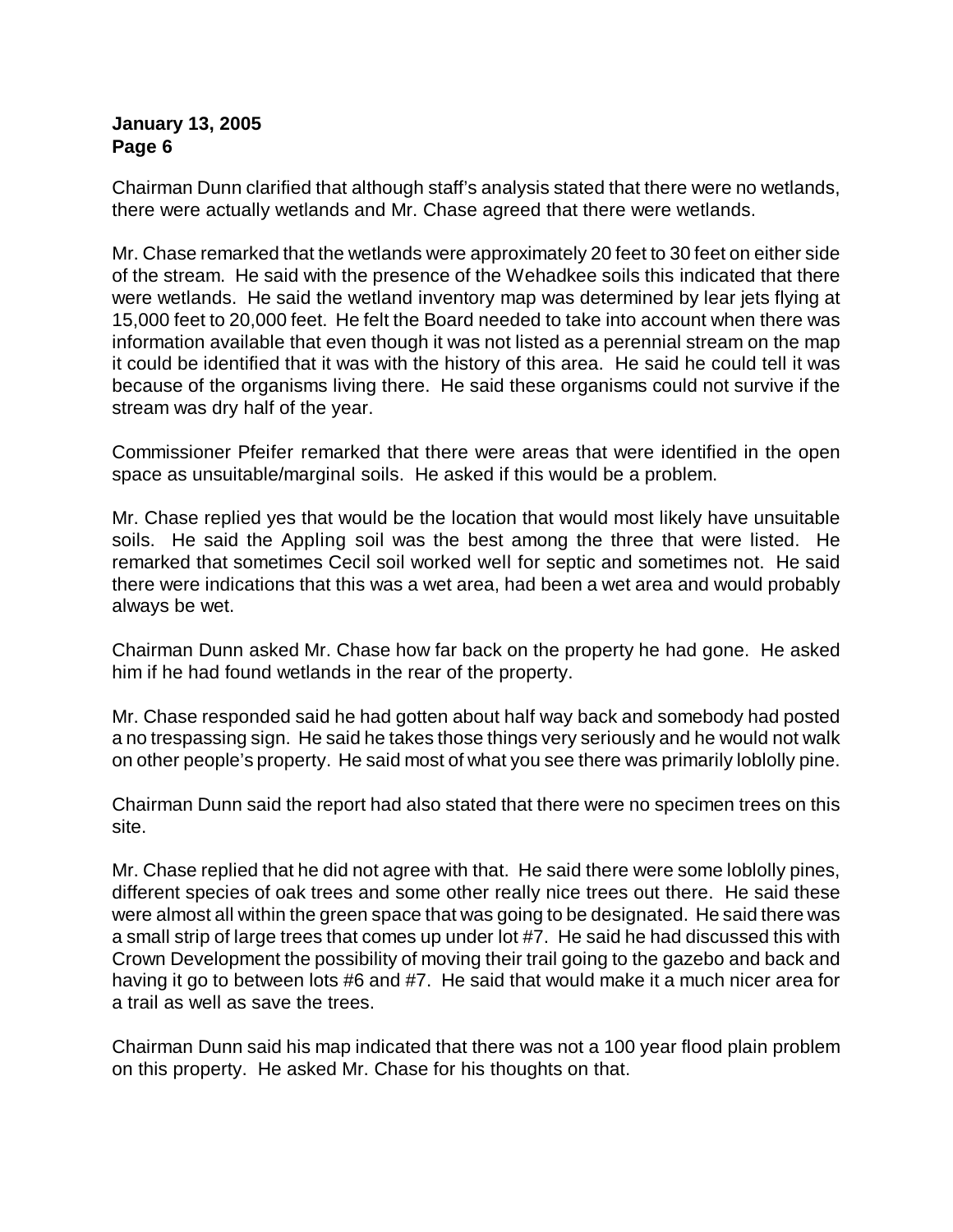Chairman Dunn clarified that although staff's analysis stated that there were no wetlands, there were actually wetlands and Mr. Chase agreed that there were wetlands.

Mr. Chase remarked that the wetlands were approximately 20 feet to 30 feet on either side of the stream. He said with the presence of the Wehadkee soils this indicated that there were wetlands. He said the wetland inventory map was determined by lear jets flying at 15,000 feet to 20,000 feet. He felt the Board needed to take into account when there was information available that even though it was not listed as a perennial stream on the map it could be identified that it was with the history of this area. He said he could tell it was because of the organisms living there. He said these organisms could not survive if the stream was dry half of the year.

Commissioner Pfeifer remarked that there were areas that were identified in the open space as unsuitable/marginal soils. He asked if this would be a problem.

Mr. Chase replied yes that would be the location that would most likely have unsuitable soils. He said the Appling soil was the best among the three that were listed. He remarked that sometimes Cecil soil worked well for septic and sometimes not. He said there were indications that this was a wet area, had been a wet area and would probably always be wet.

Chairman Dunn asked Mr. Chase how far back on the property he had gone. He asked him if he had found wetlands in the rear of the property.

Mr. Chase responded said he had gotten about half way back and somebody had posted a no trespassing sign. He said he takes those things very seriously and he would not walk on other people's property. He said most of what you see there was primarily loblolly pine.

Chairman Dunn said the report had also stated that there were no specimen trees on this site.

Mr. Chase replied that he did not agree with that. He said there were some loblolly pines, different species of oak trees and some other really nice trees out there. He said these were almost all within the green space that was going to be designated. He said there was a small strip of large trees that comes up under lot #7. He said he had discussed this with Crown Development the possibility of moving their trail going to the gazebo and back and having it go to between lots #6 and #7. He said that would make it a much nicer area for a trail as well as save the trees.

Chairman Dunn said his map indicated that there was not a 100 year flood plain problem on this property. He asked Mr. Chase for his thoughts on that.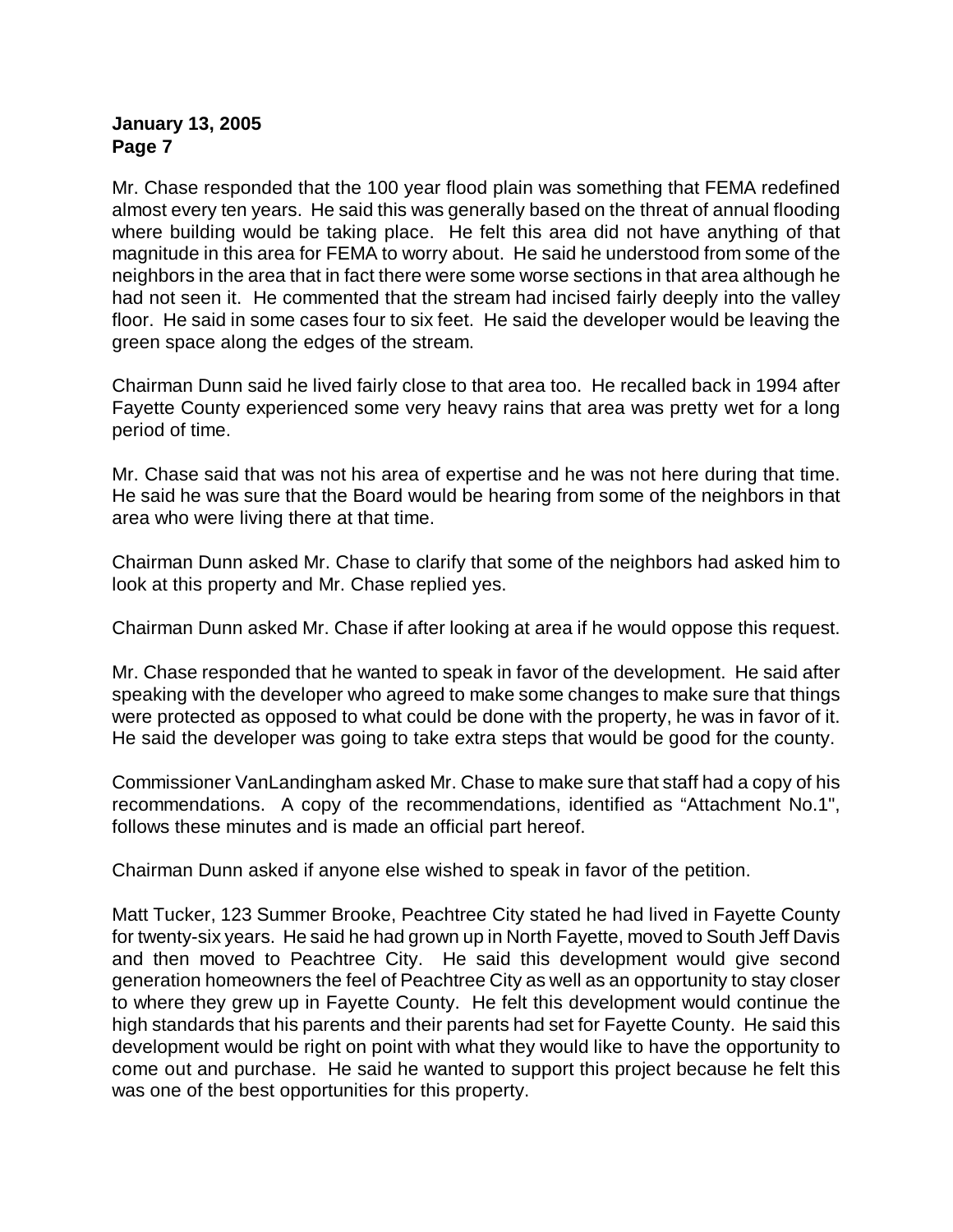Mr. Chase responded that the 100 year flood plain was something that FEMA redefined almost every ten years. He said this was generally based on the threat of annual flooding where building would be taking place. He felt this area did not have anything of that magnitude in this area for FEMA to worry about. He said he understood from some of the neighbors in the area that in fact there were some worse sections in that area although he had not seen it. He commented that the stream had incised fairly deeply into the valley floor. He said in some cases four to six feet. He said the developer would be leaving the green space along the edges of the stream.

Chairman Dunn said he lived fairly close to that area too. He recalled back in 1994 after Fayette County experienced some very heavy rains that area was pretty wet for a long period of time.

Mr. Chase said that was not his area of expertise and he was not here during that time. He said he was sure that the Board would be hearing from some of the neighbors in that area who were living there at that time.

Chairman Dunn asked Mr. Chase to clarify that some of the neighbors had asked him to look at this property and Mr. Chase replied yes.

Chairman Dunn asked Mr. Chase if after looking at area if he would oppose this request.

Mr. Chase responded that he wanted to speak in favor of the development. He said after speaking with the developer who agreed to make some changes to make sure that things were protected as opposed to what could be done with the property, he was in favor of it. He said the developer was going to take extra steps that would be good for the county.

Commissioner VanLandingham asked Mr. Chase to make sure that staff had a copy of his recommendations. A copy of the recommendations, identified as "Attachment No.1", follows these minutes and is made an official part hereof.

Chairman Dunn asked if anyone else wished to speak in favor of the petition.

Matt Tucker, 123 Summer Brooke, Peachtree City stated he had lived in Fayette County for twenty-six years. He said he had grown up in North Fayette, moved to South Jeff Davis and then moved to Peachtree City. He said this development would give second generation homeowners the feel of Peachtree City as well as an opportunity to stay closer to where they grew up in Fayette County. He felt this development would continue the high standards that his parents and their parents had set for Fayette County. He said this development would be right on point with what they would like to have the opportunity to come out and purchase. He said he wanted to support this project because he felt this was one of the best opportunities for this property.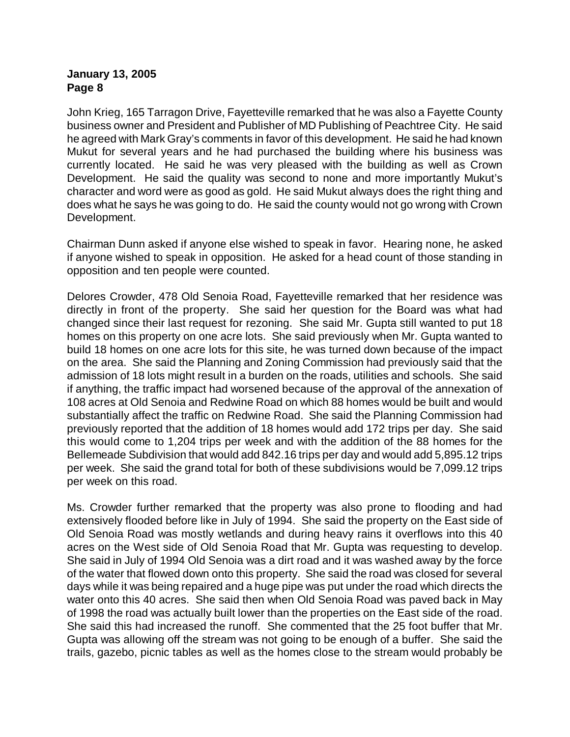John Krieg, 165 Tarragon Drive, Fayetteville remarked that he was also a Fayette County business owner and President and Publisher of MD Publishing of Peachtree City. He said he agreed with Mark Gray's comments in favor of this development. He said he had known Mukut for several years and he had purchased the building where his business was currently located. He said he was very pleased with the building as well as Crown Development. He said the quality was second to none and more importantly Mukut's character and word were as good as gold. He said Mukut always does the right thing and does what he says he was going to do. He said the county would not go wrong with Crown Development.

Chairman Dunn asked if anyone else wished to speak in favor. Hearing none, he asked if anyone wished to speak in opposition. He asked for a head count of those standing in opposition and ten people were counted.

Delores Crowder, 478 Old Senoia Road, Fayetteville remarked that her residence was directly in front of the property. She said her question for the Board was what had changed since their last request for rezoning. She said Mr. Gupta still wanted to put 18 homes on this property on one acre lots. She said previously when Mr. Gupta wanted to build 18 homes on one acre lots for this site, he was turned down because of the impact on the area. She said the Planning and Zoning Commission had previously said that the admission of 18 lots might result in a burden on the roads, utilities and schools. She said if anything, the traffic impact had worsened because of the approval of the annexation of 108 acres at Old Senoia and Redwine Road on which 88 homes would be built and would substantially affect the traffic on Redwine Road. She said the Planning Commission had previously reported that the addition of 18 homes would add 172 trips per day. She said this would come to 1,204 trips per week and with the addition of the 88 homes for the Bellemeade Subdivision that would add 842.16 trips per day and would add 5,895.12 trips per week. She said the grand total for both of these subdivisions would be 7,099.12 trips per week on this road.

Ms. Crowder further remarked that the property was also prone to flooding and had extensively flooded before like in July of 1994. She said the property on the East side of Old Senoia Road was mostly wetlands and during heavy rains it overflows into this 40 acres on the West side of Old Senoia Road that Mr. Gupta was requesting to develop. She said in July of 1994 Old Senoia was a dirt road and it was washed away by the force of the water that flowed down onto this property. She said the road was closed for several days while it was being repaired and a huge pipe was put under the road which directs the water onto this 40 acres. She said then when Old Senoia Road was paved back in May of 1998 the road was actually built lower than the properties on the East side of the road. She said this had increased the runoff. She commented that the 25 foot buffer that Mr. Gupta was allowing off the stream was not going to be enough of a buffer. She said the trails, gazebo, picnic tables as well as the homes close to the stream would probably be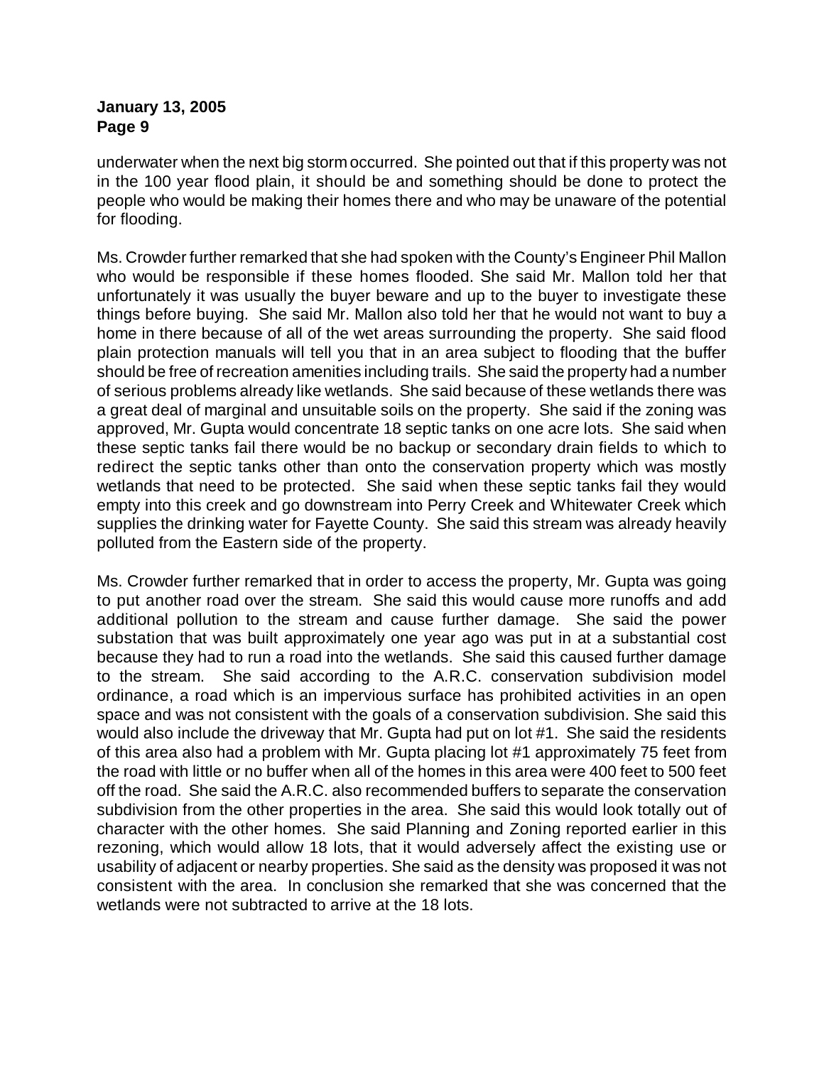underwater when the next big storm occurred. She pointed out that if this property was not in the 100 year flood plain, it should be and something should be done to protect the people who would be making their homes there and who may be unaware of the potential for flooding.

Ms. Crowder further remarked that she had spoken with the County's Engineer Phil Mallon who would be responsible if these homes flooded. She said Mr. Mallon told her that unfortunately it was usually the buyer beware and up to the buyer to investigate these things before buying. She said Mr. Mallon also told her that he would not want to buy a home in there because of all of the wet areas surrounding the property. She said flood plain protection manuals will tell you that in an area subject to flooding that the buffer should be free of recreation amenities including trails. She said the property had a number of serious problems already like wetlands. She said because of these wetlands there was a great deal of marginal and unsuitable soils on the property. She said if the zoning was approved, Mr. Gupta would concentrate 18 septic tanks on one acre lots. She said when these septic tanks fail there would be no backup or secondary drain fields to which to redirect the septic tanks other than onto the conservation property which was mostly wetlands that need to be protected. She said when these septic tanks fail they would empty into this creek and go downstream into Perry Creek and Whitewater Creek which supplies the drinking water for Fayette County. She said this stream was already heavily polluted from the Eastern side of the property.

Ms. Crowder further remarked that in order to access the property, Mr. Gupta was going to put another road over the stream. She said this would cause more runoffs and add additional pollution to the stream and cause further damage. She said the power substation that was built approximately one year ago was put in at a substantial cost because they had to run a road into the wetlands. She said this caused further damage to the stream. She said according to the A.R.C. conservation subdivision model ordinance, a road which is an impervious surface has prohibited activities in an open space and was not consistent with the goals of a conservation subdivision. She said this would also include the driveway that Mr. Gupta had put on lot #1. She said the residents of this area also had a problem with Mr. Gupta placing lot #1 approximately 75 feet from the road with little or no buffer when all of the homes in this area were 400 feet to 500 feet off the road. She said the A.R.C. also recommended buffers to separate the conservation subdivision from the other properties in the area. She said this would look totally out of character with the other homes. She said Planning and Zoning reported earlier in this rezoning, which would allow 18 lots, that it would adversely affect the existing use or usability of adjacent or nearby properties. She said as the density was proposed it was not consistent with the area. In conclusion she remarked that she was concerned that the wetlands were not subtracted to arrive at the 18 lots.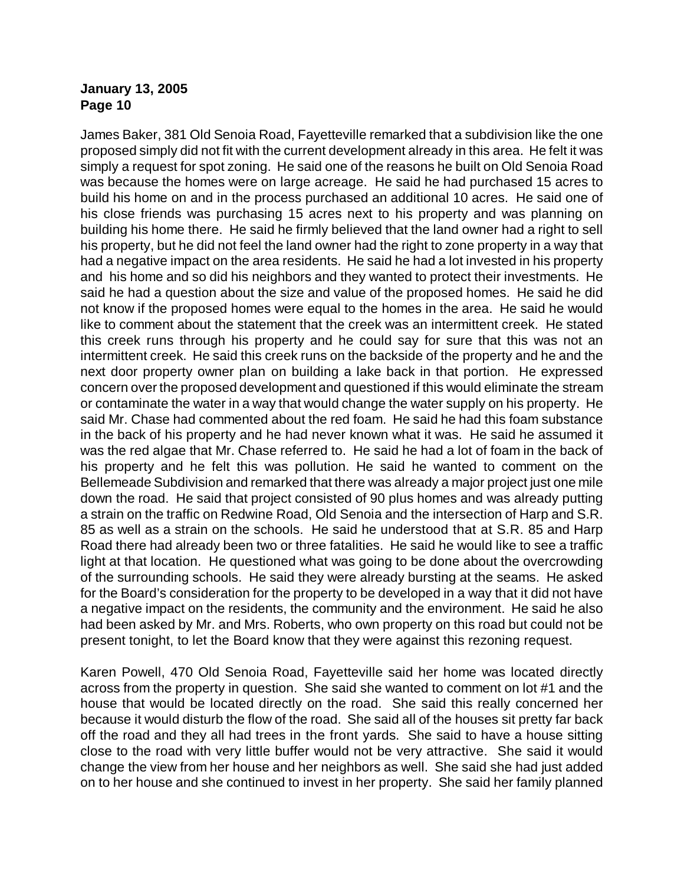James Baker, 381 Old Senoia Road, Fayetteville remarked that a subdivision like the one proposed simply did not fit with the current development already in this area. He felt it was simply a request for spot zoning. He said one of the reasons he built on Old Senoia Road was because the homes were on large acreage. He said he had purchased 15 acres to build his home on and in the process purchased an additional 10 acres. He said one of his close friends was purchasing 15 acres next to his property and was planning on building his home there. He said he firmly believed that the land owner had a right to sell his property, but he did not feel the land owner had the right to zone property in a way that had a negative impact on the area residents. He said he had a lot invested in his property and his home and so did his neighbors and they wanted to protect their investments. He said he had a question about the size and value of the proposed homes. He said he did not know if the proposed homes were equal to the homes in the area. He said he would like to comment about the statement that the creek was an intermittent creek. He stated this creek runs through his property and he could say for sure that this was not an intermittent creek. He said this creek runs on the backside of the property and he and the next door property owner plan on building a lake back in that portion. He expressed concern over the proposed development and questioned if this would eliminate the stream or contaminate the water in a way that would change the water supply on his property. He said Mr. Chase had commented about the red foam. He said he had this foam substance in the back of his property and he had never known what it was. He said he assumed it was the red algae that Mr. Chase referred to. He said he had a lot of foam in the back of his property and he felt this was pollution. He said he wanted to comment on the Bellemeade Subdivision and remarked that there was already a major project just one mile down the road. He said that project consisted of 90 plus homes and was already putting a strain on the traffic on Redwine Road, Old Senoia and the intersection of Harp and S.R. 85 as well as a strain on the schools. He said he understood that at S.R. 85 and Harp Road there had already been two or three fatalities. He said he would like to see a traffic light at that location. He questioned what was going to be done about the overcrowding of the surrounding schools. He said they were already bursting at the seams. He asked for the Board's consideration for the property to be developed in a way that it did not have a negative impact on the residents, the community and the environment. He said he also had been asked by Mr. and Mrs. Roberts, who own property on this road but could not be present tonight, to let the Board know that they were against this rezoning request.

Karen Powell, 470 Old Senoia Road, Fayetteville said her home was located directly across from the property in question. She said she wanted to comment on lot #1 and the house that would be located directly on the road. She said this really concerned her because it would disturb the flow of the road. She said all of the houses sit pretty far back off the road and they all had trees in the front yards. She said to have a house sitting close to the road with very little buffer would not be very attractive. She said it would change the view from her house and her neighbors as well. She said she had just added on to her house and she continued to invest in her property. She said her family planned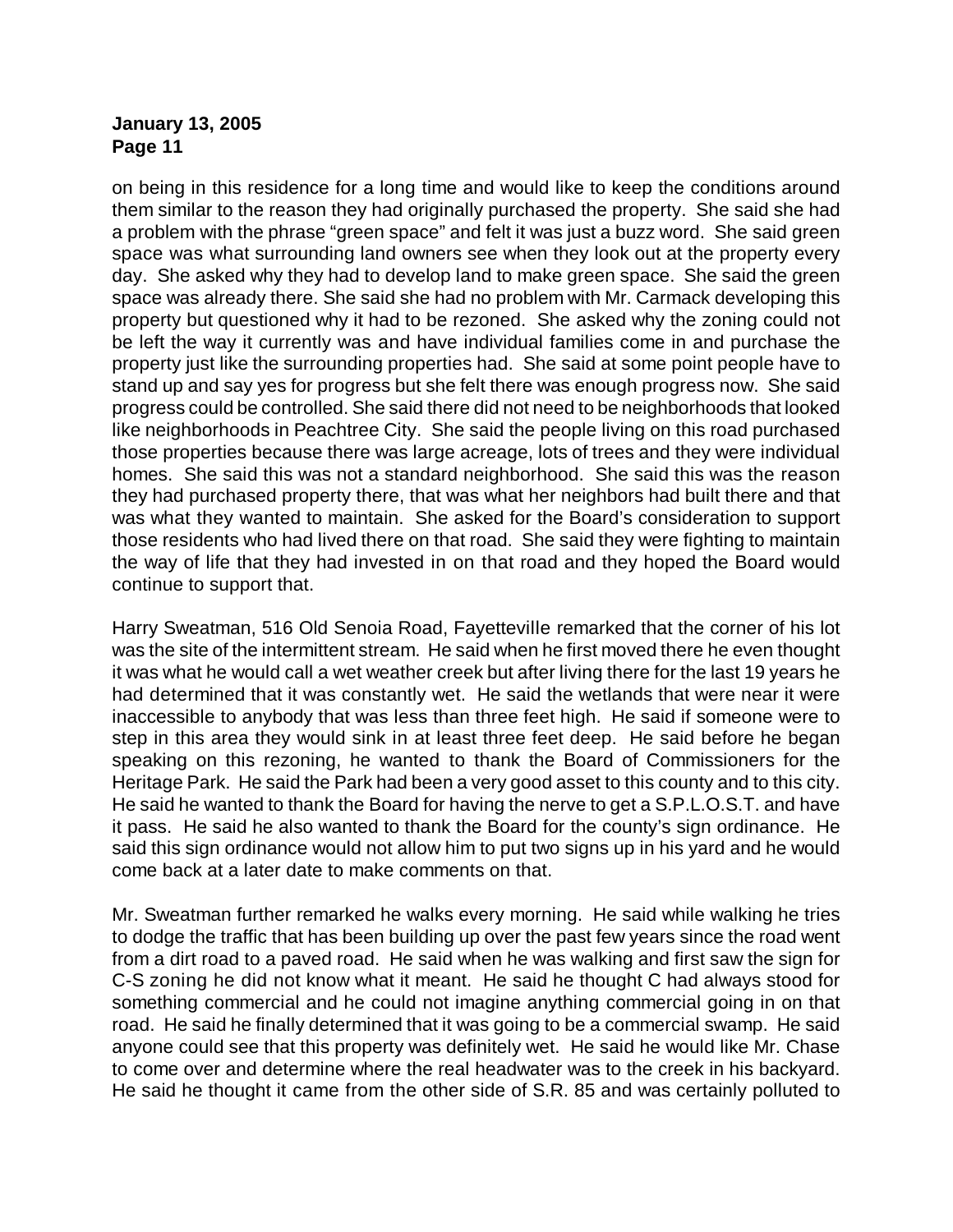on being in this residence for a long time and would like to keep the conditions around them similar to the reason they had originally purchased the property. She said she had a problem with the phrase "green space" and felt it was just a buzz word. She said green space was what surrounding land owners see when they look out at the property every day. She asked why they had to develop land to make green space. She said the green space was already there. She said she had no problem with Mr. Carmack developing this property but questioned why it had to be rezoned. She asked why the zoning could not be left the way it currently was and have individual families come in and purchase the property just like the surrounding properties had. She said at some point people have to stand up and say yes for progress but she felt there was enough progress now. She said progress could be controlled. She said there did not need to be neighborhoods that looked like neighborhoods in Peachtree City. She said the people living on this road purchased those properties because there was large acreage, lots of trees and they were individual homes. She said this was not a standard neighborhood. She said this was the reason they had purchased property there, that was what her neighbors had built there and that was what they wanted to maintain. She asked for the Board's consideration to support those residents who had lived there on that road. She said they were fighting to maintain the way of life that they had invested in on that road and they hoped the Board would continue to support that.

Harry Sweatman, 516 Old Senoia Road, Fayetteville remarked that the corner of his lot was the site of the intermittent stream. He said when he first moved there he even thought it was what he would call a wet weather creek but after living there for the last 19 years he had determined that it was constantly wet. He said the wetlands that were near it were inaccessible to anybody that was less than three feet high. He said if someone were to step in this area they would sink in at least three feet deep. He said before he began speaking on this rezoning, he wanted to thank the Board of Commissioners for the Heritage Park. He said the Park had been a very good asset to this county and to this city. He said he wanted to thank the Board for having the nerve to get a S.P.L.O.S.T. and have it pass. He said he also wanted to thank the Board for the county's sign ordinance. He said this sign ordinance would not allow him to put two signs up in his yard and he would come back at a later date to make comments on that.

Mr. Sweatman further remarked he walks every morning. He said while walking he tries to dodge the traffic that has been building up over the past few years since the road went from a dirt road to a paved road. He said when he was walking and first saw the sign for C-S zoning he did not know what it meant. He said he thought C had always stood for something commercial and he could not imagine anything commercial going in on that road. He said he finally determined that it was going to be a commercial swamp. He said anyone could see that this property was definitely wet. He said he would like Mr. Chase to come over and determine where the real headwater was to the creek in his backyard. He said he thought it came from the other side of S.R. 85 and was certainly polluted to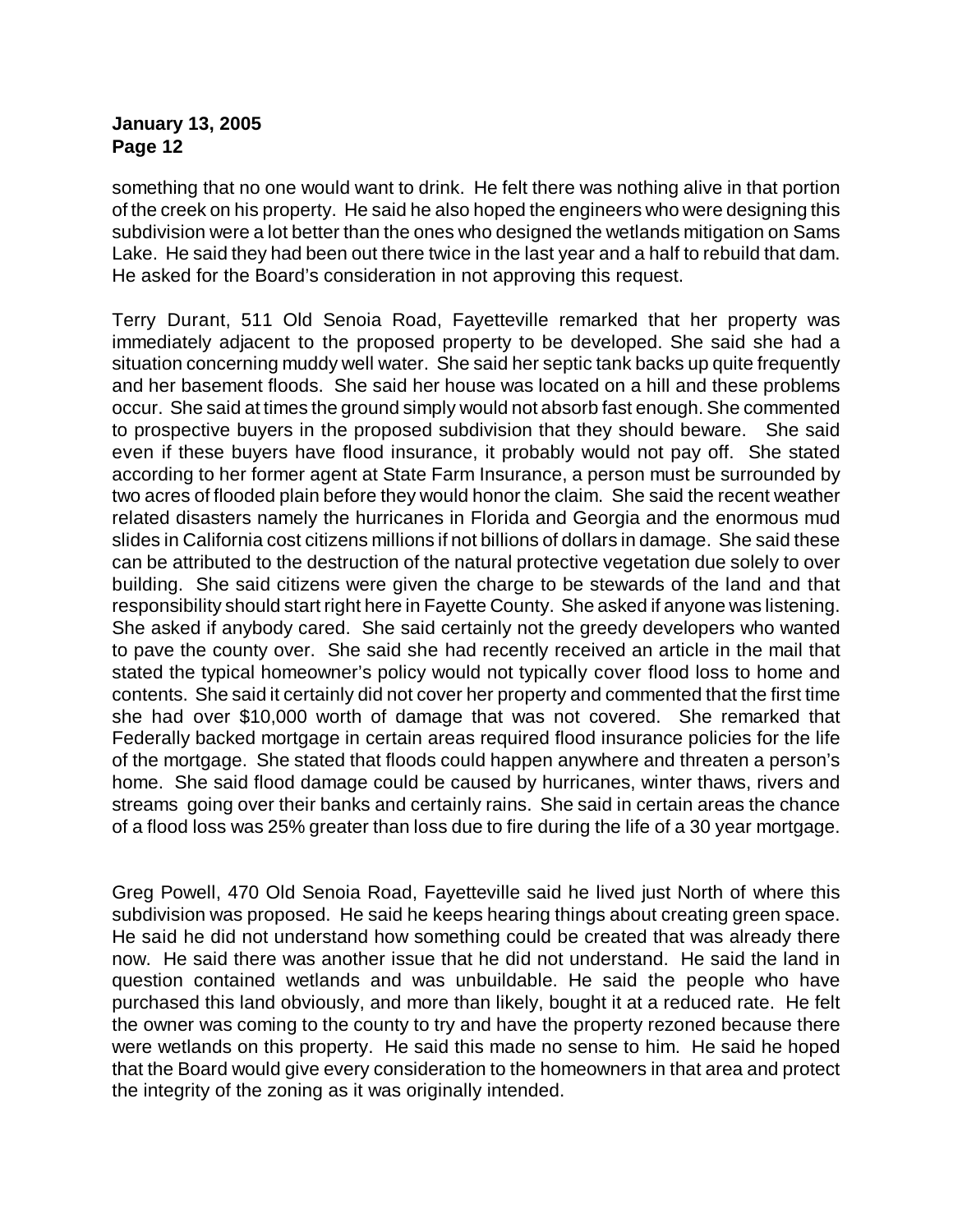something that no one would want to drink. He felt there was nothing alive in that portion of the creek on his property. He said he also hoped the engineers who were designing this subdivision were a lot better than the ones who designed the wetlands mitigation on Sams Lake. He said they had been out there twice in the last year and a half to rebuild that dam. He asked for the Board's consideration in not approving this request.

Terry Durant, 511 Old Senoia Road, Fayetteville remarked that her property was immediately adjacent to the proposed property to be developed. She said she had a situation concerning muddy well water. She said her septic tank backs up quite frequently and her basement floods. She said her house was located on a hill and these problems occur. She said at times the ground simply would not absorb fast enough. She commented to prospective buyers in the proposed subdivision that they should beware. She said even if these buyers have flood insurance, it probably would not pay off. She stated according to her former agent at State Farm Insurance, a person must be surrounded by two acres of flooded plain before they would honor the claim. She said the recent weather related disasters namely the hurricanes in Florida and Georgia and the enormous mud slides in California cost citizens millions if not billions of dollars in damage. She said these can be attributed to the destruction of the natural protective vegetation due solely to over building. She said citizens were given the charge to be stewards of the land and that responsibility should start right here in Fayette County. She asked if anyone was listening. She asked if anybody cared. She said certainly not the greedy developers who wanted to pave the county over. She said she had recently received an article in the mail that stated the typical homeowner's policy would not typically cover flood loss to home and contents. She said it certainly did not cover her property and commented that the first time she had over $10,000 worth of damage that was not covered. She remarked that Federally backed mortgage in certain areas required flood insurance policies for the life of the mortgage. She stated that floods could happen anywhere and threaten a person's home. She said flood damage could be caused by hurricanes, winter thaws, rivers and streams going over their banks and certainly rains. She said in certain areas the chance of a flood loss was 25% greater than loss due to fire during the life of a 30 year mortgage.

Greg Powell, 470 Old Senoia Road, Fayetteville said he lived just North of where this subdivision was proposed. He said he keeps hearing things about creating green space. He said he did not understand how something could be created that was already there now. He said there was another issue that he did not understand. He said the land in question contained wetlands and was unbuildable. He said the people who have purchased this land obviously, and more than likely, bought it at a reduced rate. He felt the owner was coming to the county to try and have the property rezoned because there were wetlands on this property. He said this made no sense to him. He said he hoped that the Board would give every consideration to the homeowners in that area and protect the integrity of the zoning as it was originally intended.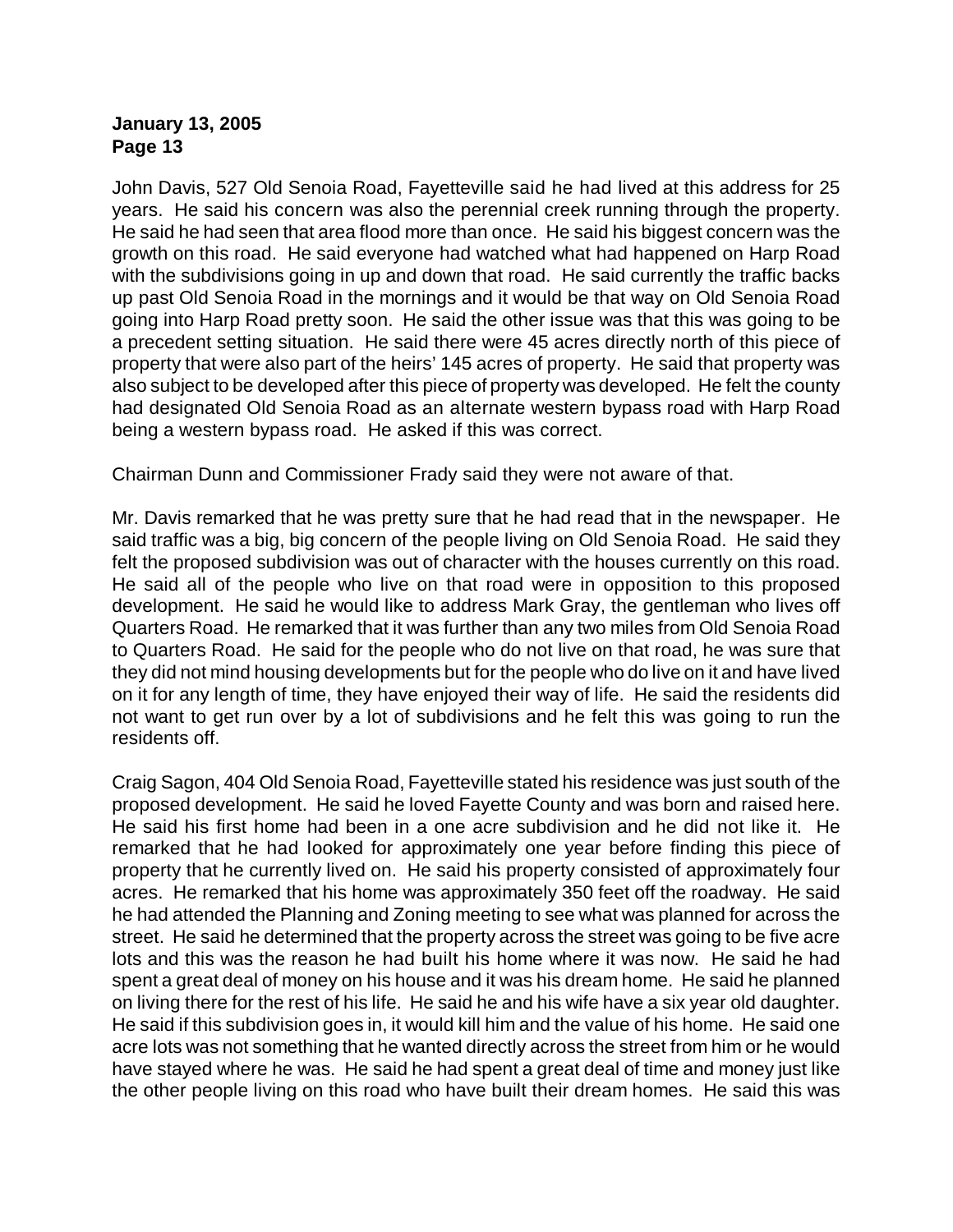John Davis, 527 Old Senoia Road, Fayetteville said he had lived at this address for 25 years. He said his concern was also the perennial creek running through the property. He said he had seen that area flood more than once. He said his biggest concern was the growth on this road. He said everyone had watched what had happened on Harp Road with the subdivisions going in up and down that road. He said currently the traffic backs up past Old Senoia Road in the mornings and it would be that way on Old Senoia Road going into Harp Road pretty soon. He said the other issue was that this was going to be a precedent setting situation. He said there were 45 acres directly north of this piece of property that were also part of the heirs' 145 acres of property. He said that property was also subject to be developed after this piece of property was developed. He felt the county had designated Old Senoia Road as an alternate western bypass road with Harp Road being a western bypass road. He asked if this was correct.

Chairman Dunn and Commissioner Frady said they were not aware of that.

Mr. Davis remarked that he was pretty sure that he had read that in the newspaper. He said traffic was a big, big concern of the people living on Old Senoia Road. He said they felt the proposed subdivision was out of character with the houses currently on this road. He said all of the people who live on that road were in opposition to this proposed development. He said he would like to address Mark Gray, the gentleman who lives off Quarters Road. He remarked that it was further than any two miles from Old Senoia Road to Quarters Road. He said for the people who do not live on that road, he was sure that they did not mind housing developments but for the people who do live on it and have lived on it for any length of time, they have enjoyed their way of life. He said the residents did not want to get run over by a lot of subdivisions and he felt this was going to run the residents off.

Craig Sagon, 404 Old Senoia Road, Fayetteville stated his residence was just south of the proposed development. He said he loved Fayette County and was born and raised here. He said his first home had been in a one acre subdivision and he did not like it. He remarked that he had looked for approximately one year before finding this piece of property that he currently lived on. He said his property consisted of approximately four acres. He remarked that his home was approximately 350 feet off the roadway. He said he had attended the Planning and Zoning meeting to see what was planned for across the street. He said he determined that the property across the street was going to be five acre lots and this was the reason he had built his home where it was now. He said he had spent a great deal of money on his house and it was his dream home. He said he planned on living there for the rest of his life. He said he and his wife have a six year old daughter. He said if this subdivision goes in, it would kill him and the value of his home. He said one acre lots was not something that he wanted directly across the street from him or he would have stayed where he was. He said he had spent a great deal of time and money just like the other people living on this road who have built their dream homes. He said this was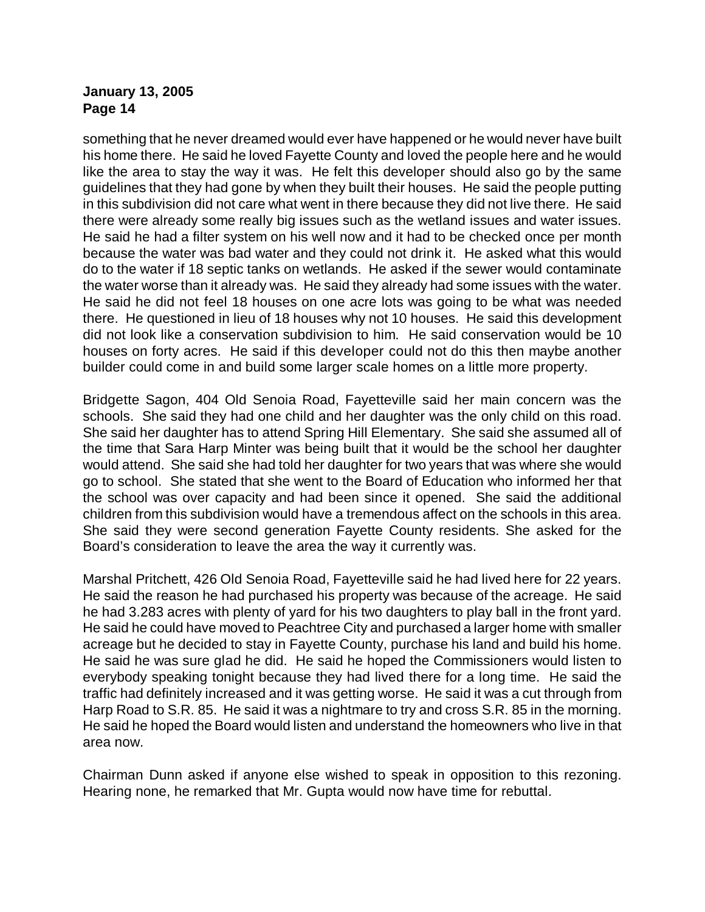something that he never dreamed would ever have happened or he would never have built his home there. He said he loved Fayette County and loved the people here and he would like the area to stay the way it was. He felt this developer should also go by the same guidelines that they had gone by when they built their houses. He said the people putting in this subdivision did not care what went in there because they did not live there. He said there were already some really big issues such as the wetland issues and water issues. He said he had a filter system on his well now and it had to be checked once per month because the water was bad water and they could not drink it. He asked what this would do to the water if 18 septic tanks on wetlands. He asked if the sewer would contaminate the water worse than it already was. He said they already had some issues with the water. He said he did not feel 18 houses on one acre lots was going to be what was needed there. He questioned in lieu of 18 houses why not 10 houses. He said this development did not look like a conservation subdivision to him. He said conservation would be 10 houses on forty acres. He said if this developer could not do this then maybe another builder could come in and build some larger scale homes on a little more property.

Bridgette Sagon, 404 Old Senoia Road, Fayetteville said her main concern was the schools. She said they had one child and her daughter was the only child on this road. She said her daughter has to attend Spring Hill Elementary. She said she assumed all of the time that Sara Harp Minter was being built that it would be the school her daughter would attend. She said she had told her daughter for two years that was where she would go to school. She stated that she went to the Board of Education who informed her that the school was over capacity and had been since it opened. She said the additional children from this subdivision would have a tremendous affect on the schools in this area. She said they were second generation Fayette County residents. She asked for the Board's consideration to leave the area the way it currently was.

Marshal Pritchett, 426 Old Senoia Road, Fayetteville said he had lived here for 22 years. He said the reason he had purchased his property was because of the acreage. He said he had 3.283 acres with plenty of yard for his two daughters to play ball in the front yard. He said he could have moved to Peachtree City and purchased a larger home with smaller acreage but he decided to stay in Fayette County, purchase his land and build his home. He said he was sure glad he did. He said he hoped the Commissioners would listen to everybody speaking tonight because they had lived there for a long time. He said the traffic had definitely increased and it was getting worse. He said it was a cut through from Harp Road to S.R. 85. He said it was a nightmare to try and cross S.R. 85 in the morning. He said he hoped the Board would listen and understand the homeowners who live in that area now.

Chairman Dunn asked if anyone else wished to speak in opposition to this rezoning. Hearing none, he remarked that Mr. Gupta would now have time for rebuttal.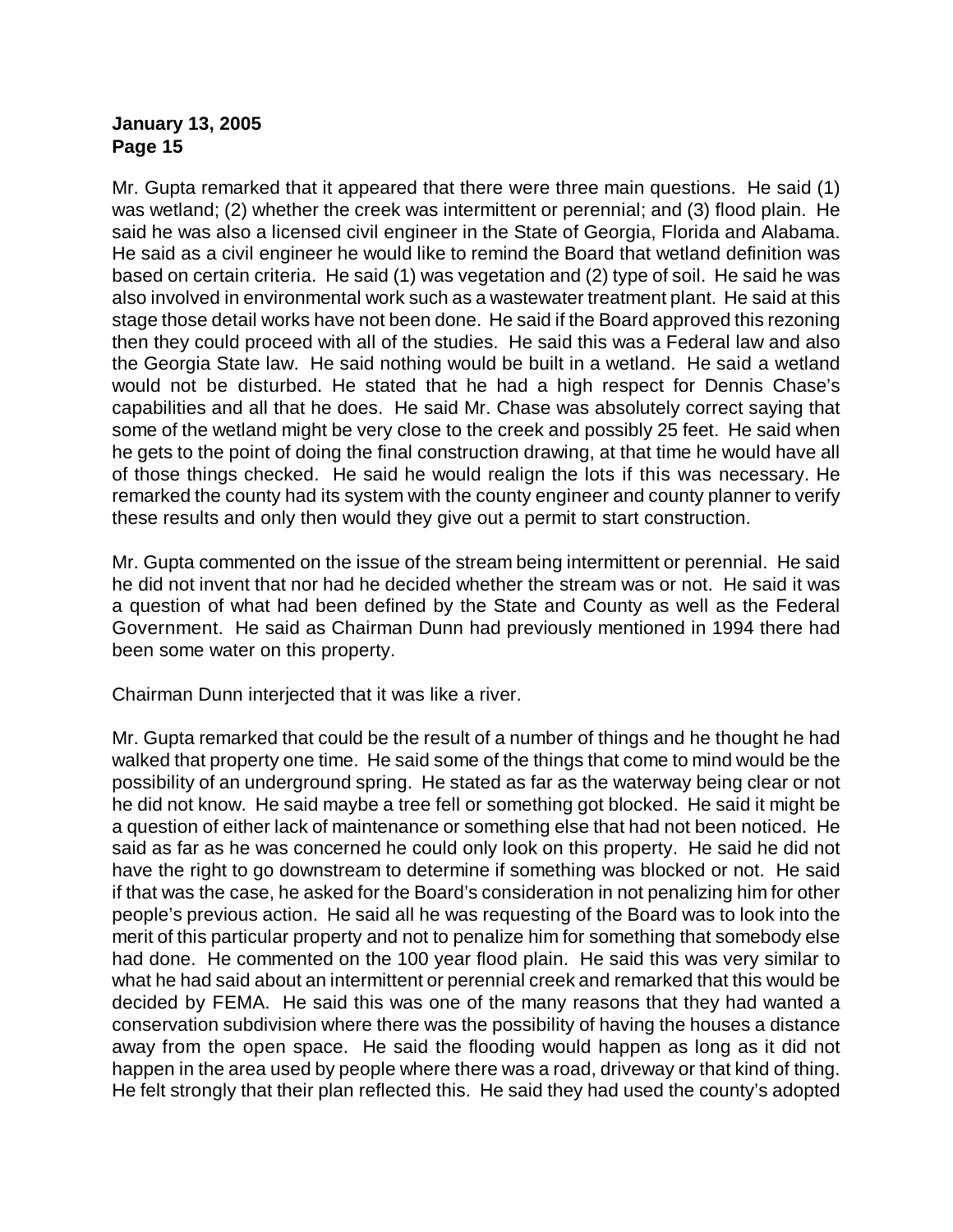Mr. Gupta remarked that it appeared that there were three main questions. He said (1) was wetland; (2) whether the creek was intermittent or perennial; and (3) flood plain. He said he was also a licensed civil engineer in the State of Georgia, Florida and Alabama. He said as a civil engineer he would like to remind the Board that wetland definition was based on certain criteria. He said (1) was vegetation and (2) type of soil. He said he was also involved in environmental work such as a wastewater treatment plant. He said at this stage those detail works have not been done. He said if the Board approved this rezoning then they could proceed with all of the studies. He said this was a Federal law and also the Georgia State law. He said nothing would be built in a wetland. He said a wetland would not be disturbed. He stated that he had a high respect for Dennis Chase's capabilities and all that he does. He said Mr. Chase was absolutely correct saying that some of the wetland might be very close to the creek and possibly 25 feet. He said when he gets to the point of doing the final construction drawing, at that time he would have all of those things checked. He said he would realign the lots if this was necessary. He remarked the county had its system with the county engineer and county planner to verify these results and only then would they give out a permit to start construction.

Mr. Gupta commented on the issue of the stream being intermittent or perennial. He said he did not invent that nor had he decided whether the stream was or not. He said it was a question of what had been defined by the State and County as well as the Federal Government. He said as Chairman Dunn had previously mentioned in 1994 there had been some water on this property.

Chairman Dunn interjected that it was like a river.

Mr. Gupta remarked that could be the result of a number of things and he thought he had walked that property one time. He said some of the things that come to mind would be the possibility of an underground spring. He stated as far as the waterway being clear or not he did not know. He said maybe a tree fell or something got blocked. He said it might be a question of either lack of maintenance or something else that had not been noticed. He said as far as he was concerned he could only look on this property. He said he did not have the right to go downstream to determine if something was blocked or not. He said if that was the case, he asked for the Board's consideration in not penalizing him for other people's previous action. He said all he was requesting of the Board was to look into the merit of this particular property and not to penalize him for something that somebody else had done. He commented on the 100 year flood plain. He said this was very similar to what he had said about an intermittent or perennial creek and remarked that this would be decided by FEMA. He said this was one of the many reasons that they had wanted a conservation subdivision where there was the possibility of having the houses a distance away from the open space. He said the flooding would happen as long as it did not happen in the area used by people where there was a road, driveway or that kind of thing. He felt strongly that their plan reflected this. He said they had used the county's adopted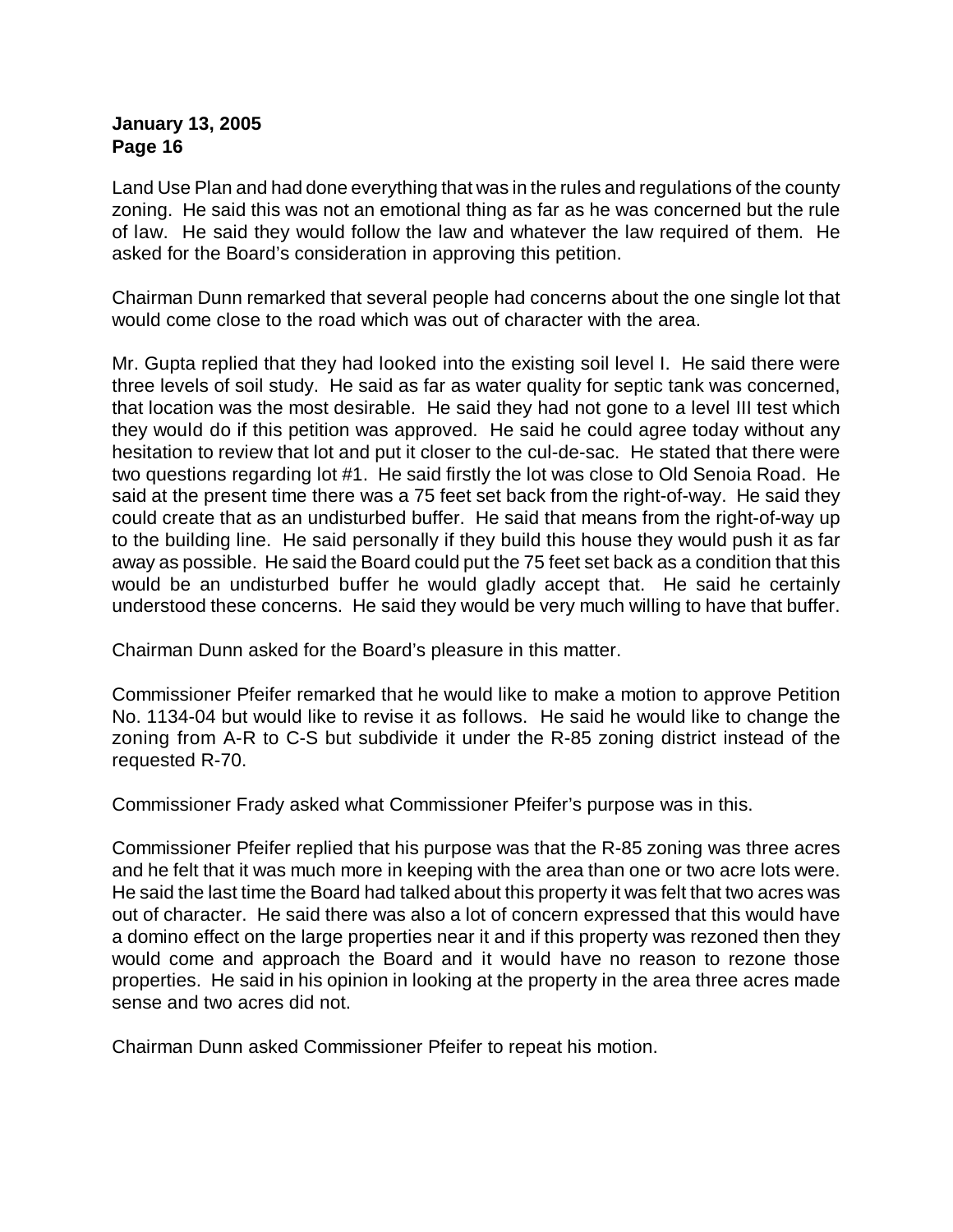Land Use Plan and had done everything that was in the rules and regulations of the county zoning. He said this was not an emotional thing as far as he was concerned but the rule of law. He said they would follow the law and whatever the law required of them. He asked for the Board's consideration in approving this petition.

Chairman Dunn remarked that several people had concerns about the one single lot that would come close to the road which was out of character with the area.

Mr. Gupta replied that they had looked into the existing soil level I. He said there were three levels of soil study. He said as far as water quality for septic tank was concerned, that location was the most desirable. He said they had not gone to a level III test which they would do if this petition was approved. He said he could agree today without any hesitation to review that lot and put it closer to the cul-de-sac. He stated that there were two questions regarding lot #1. He said firstly the lot was close to Old Senoia Road. He said at the present time there was a 75 feet set back from the right-of-way. He said they could create that as an undisturbed buffer. He said that means from the right-of-way up to the building line. He said personally if they build this house they would push it as far away as possible. He said the Board could put the 75 feet set back as a condition that this would be an undisturbed buffer he would gladly accept that. He said he certainly understood these concerns. He said they would be very much willing to have that buffer.

Chairman Dunn asked for the Board's pleasure in this matter.

Commissioner Pfeifer remarked that he would like to make a motion to approve Petition No. 1134-04 but would like to revise it as follows. He said he would like to change the zoning from A-R to C-S but subdivide it under the R-85 zoning district instead of the requested R-70.

Commissioner Frady asked what Commissioner Pfeifer's purpose was in this.

Commissioner Pfeifer replied that his purpose was that the R-85 zoning was three acres and he felt that it was much more in keeping with the area than one or two acre lots were. He said the last time the Board had talked about this property it was felt that two acres was out of character. He said there was also a lot of concern expressed that this would have a domino effect on the large properties near it and if this property was rezoned then they would come and approach the Board and it would have no reason to rezone those properties. He said in his opinion in looking at the property in the area three acres made sense and two acres did not.

Chairman Dunn asked Commissioner Pfeifer to repeat his motion.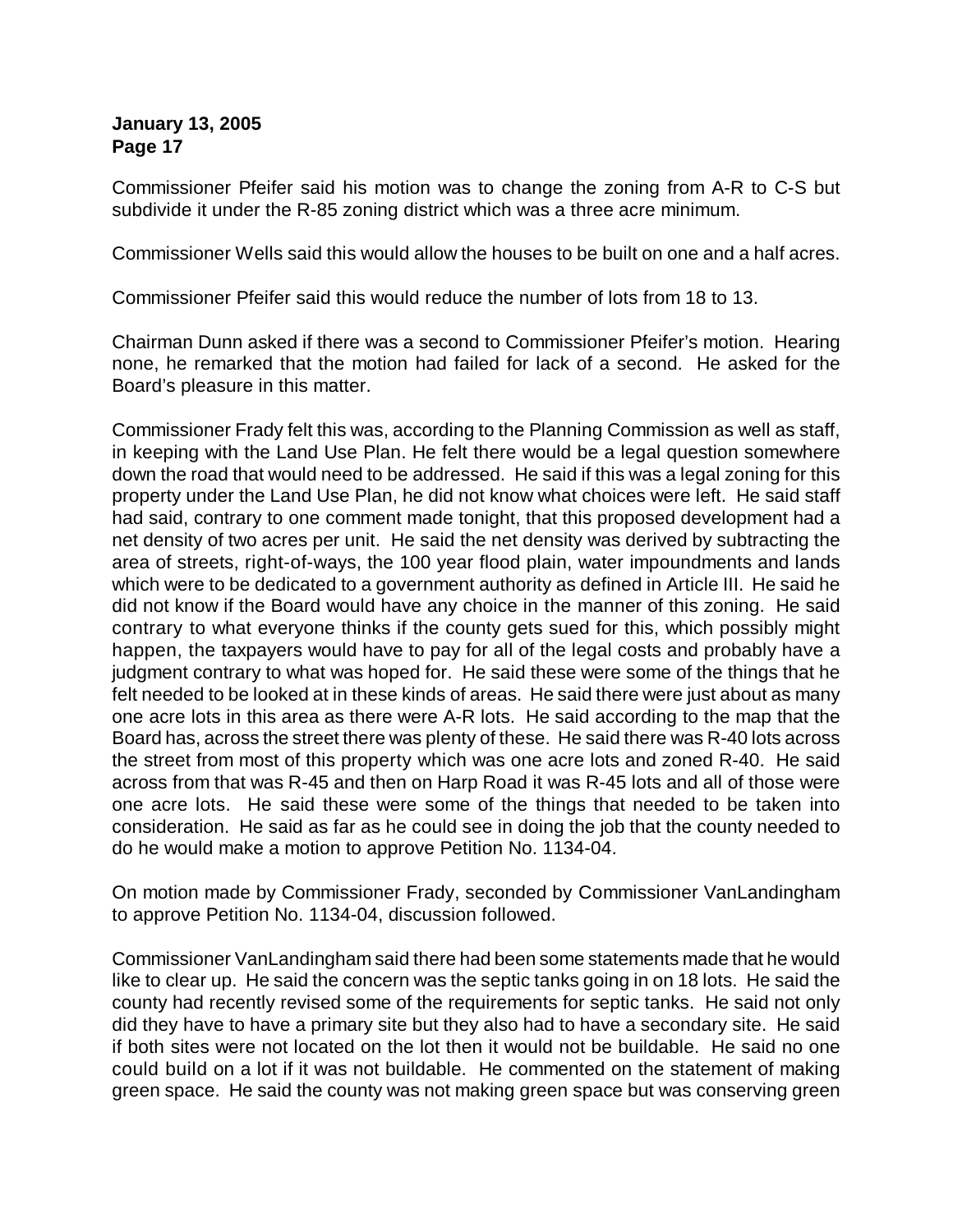Commissioner Pfeifer said his motion was to change the zoning from A-R to C-S but subdivide it under the R-85 zoning district which was a three acre minimum.

Commissioner Wells said this would allow the houses to be built on one and a half acres.

Commissioner Pfeifer said this would reduce the number of lots from 18 to 13.

Chairman Dunn asked if there was a second to Commissioner Pfeifer's motion. Hearing none, he remarked that the motion had failed for lack of a second. He asked for the Board's pleasure in this matter.

Commissioner Frady felt this was, according to the Planning Commission as well as staff, in keeping with the Land Use Plan. He felt there would be a legal question somewhere down the road that would need to be addressed. He said if this was a legal zoning for this property under the Land Use Plan, he did not know what choices were left. He said staff had said, contrary to one comment made tonight, that this proposed development had a net density of two acres per unit. He said the net density was derived by subtracting the area of streets, right-of-ways, the 100 year flood plain, water impoundments and lands which were to be dedicated to a government authority as defined in Article III. He said he did not know if the Board would have any choice in the manner of this zoning. He said contrary to what everyone thinks if the county gets sued for this, which possibly might happen, the taxpayers would have to pay for all of the legal costs and probably have a judgment contrary to what was hoped for. He said these were some of the things that he felt needed to be looked at in these kinds of areas. He said there were just about as many one acre lots in this area as there were A-R lots. He said according to the map that the Board has, across the street there was plenty of these. He said there was R-40 lots across the street from most of this property which was one acre lots and zoned R-40. He said across from that was R-45 and then on Harp Road it was R-45 lots and all of those were one acre lots. He said these were some of the things that needed to be taken into consideration. He said as far as he could see in doing the job that the county needed to do he would make a motion to approve Petition No. 1134-04.

On motion made by Commissioner Frady, seconded by Commissioner VanLandingham to approve Petition No. 1134-04, discussion followed.

Commissioner VanLandingham said there had been some statements made that he would like to clear up. He said the concern was the septic tanks going in on 18 lots. He said the county had recently revised some of the requirements for septic tanks. He said not only did they have to have a primary site but they also had to have a secondary site. He said if both sites were not located on the lot then it would not be buildable. He said no one could build on a lot if it was not buildable. He commented on the statement of making green space. He said the county was not making green space but was conserving green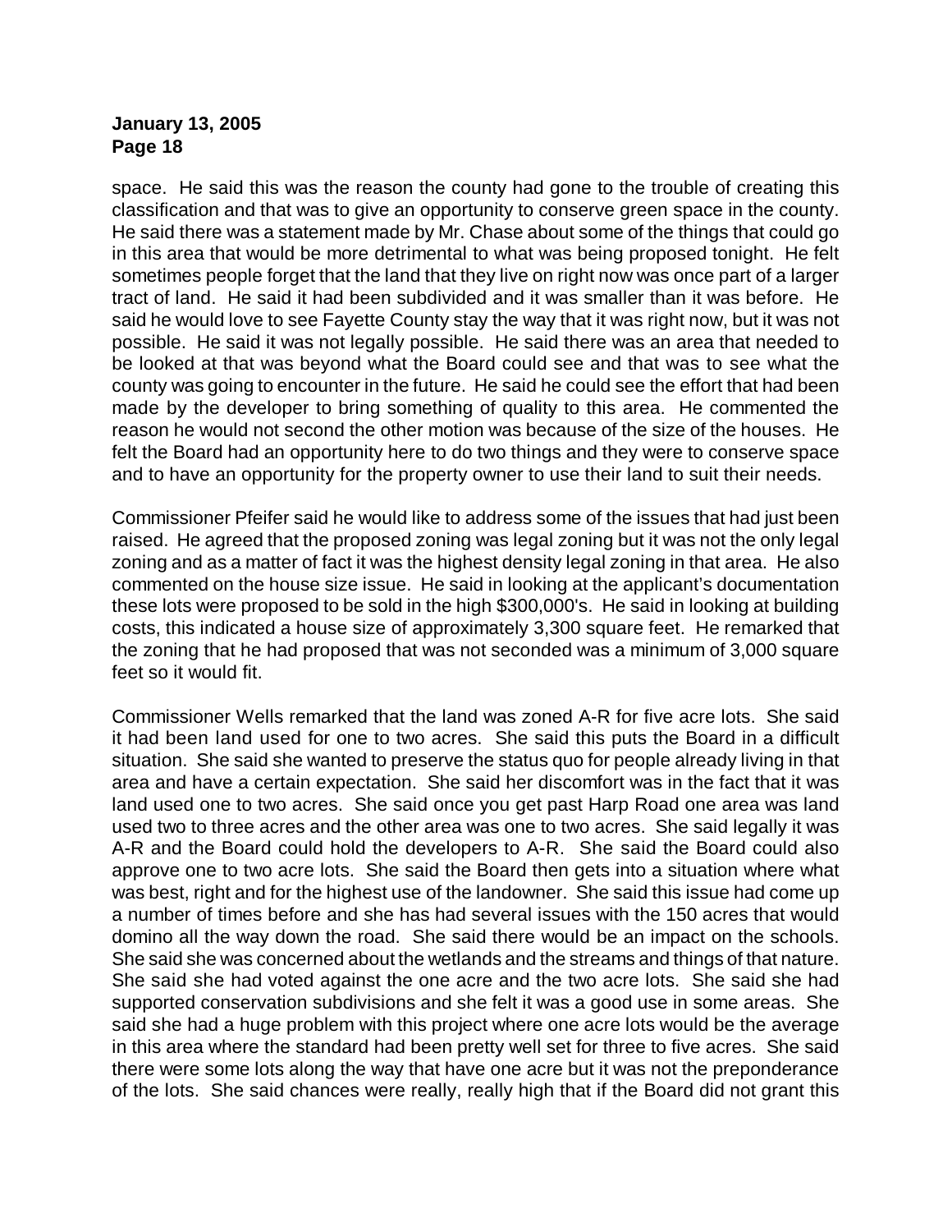space. He said this was the reason the county had gone to the trouble of creating this classification and that was to give an opportunity to conserve green space in the county. He said there was a statement made by Mr. Chase about some of the things that could go in this area that would be more detrimental to what was being proposed tonight. He felt sometimes people forget that the land that they live on right now was once part of a larger tract of land. He said it had been subdivided and it was smaller than it was before. He said he would love to see Fayette County stay the way that it was right now, but it was not possible. He said it was not legally possible. He said there was an area that needed to be looked at that was beyond what the Board could see and that was to see what the county was going to encounter in the future. He said he could see the effort that had been made by the developer to bring something of quality to this area. He commented the reason he would not second the other motion was because of the size of the houses. He felt the Board had an opportunity here to do two things and they were to conserve space and to have an opportunity for the property owner to use their land to suit their needs.

Commissioner Pfeifer said he would like to address some of the issues that had just been raised. He agreed that the proposed zoning was legal zoning but it was not the only legal zoning and as a matter of fact it was the highest density legal zoning in that area. He also commented on the house size issue. He said in looking at the applicant's documentation these lots were proposed to be sold in the high $300,000's. He said in looking at building costs, this indicated a house size of approximately 3,300 square feet. He remarked that the zoning that he had proposed that was not seconded was a minimum of 3,000 square feet so it would fit.

Commissioner Wells remarked that the land was zoned A-R for five acre lots. She said it had been land used for one to two acres. She said this puts the Board in a difficult situation. She said she wanted to preserve the status quo for people already living in that area and have a certain expectation. She said her discomfort was in the fact that it was land used one to two acres. She said once you get past Harp Road one area was land used two to three acres and the other area was one to two acres. She said legally it was A-R and the Board could hold the developers to A-R. She said the Board could also approve one to two acre lots. She said the Board then gets into a situation where what was best, right and for the highest use of the landowner. She said this issue had come up a number of times before and she has had several issues with the 150 acres that would domino all the way down the road. She said there would be an impact on the schools. She said she was concerned about the wetlands and the streams and things of that nature. She said she had voted against the one acre and the two acre lots. She said she had supported conservation subdivisions and she felt it was a good use in some areas. She said she had a huge problem with this project where one acre lots would be the average in this area where the standard had been pretty well set for three to five acres. She said there were some lots along the way that have one acre but it was not the preponderance of the lots. She said chances were really, really high that if the Board did not grant this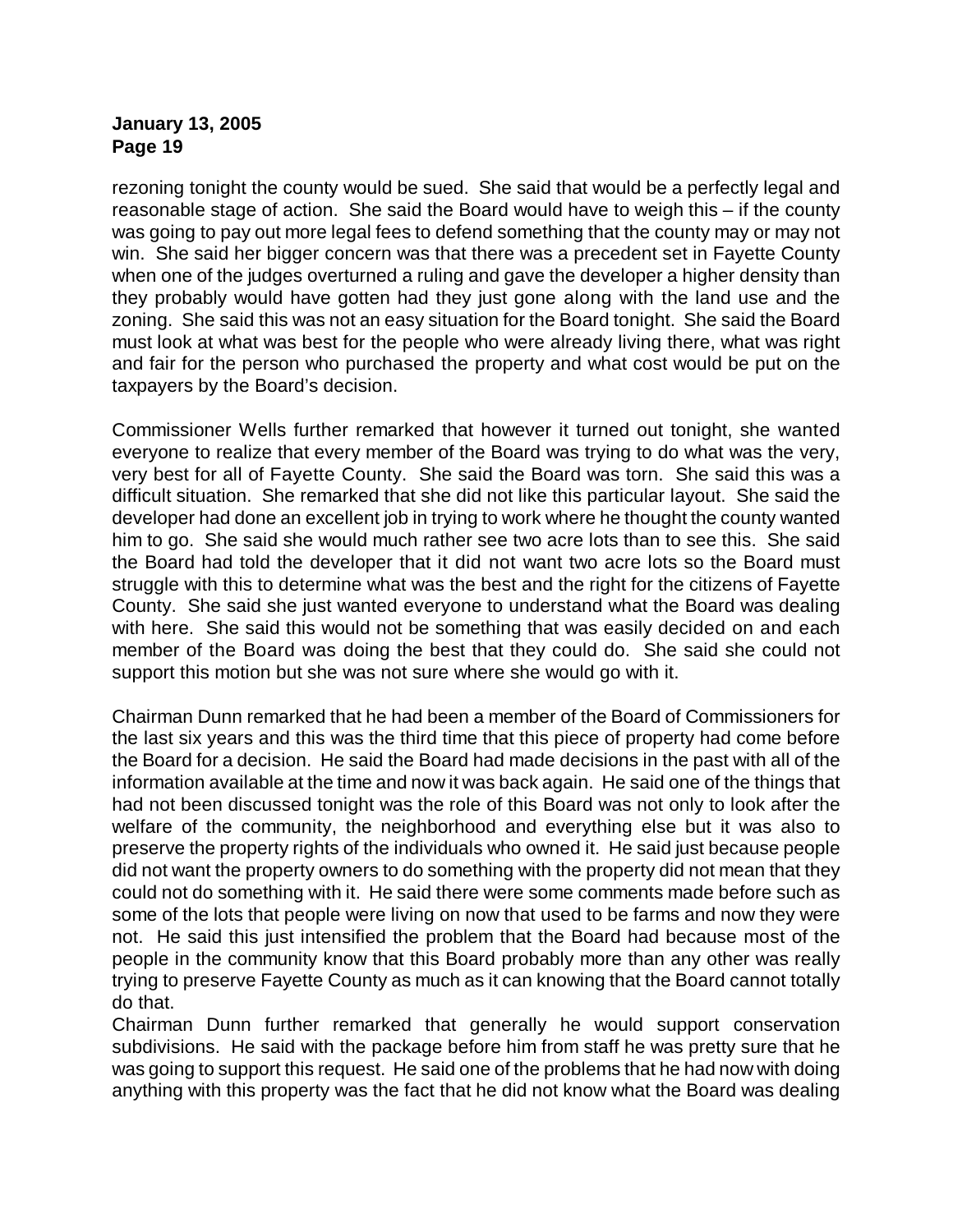rezoning tonight the county would be sued. She said that would be a perfectly legal and reasonable stage of action. She said the Board would have to weigh this – if the county was going to pay out more legal fees to defend something that the county may or may not win. She said her bigger concern was that there was a precedent set in Fayette County when one of the judges overturned a ruling and gave the developer a higher density than they probably would have gotten had they just gone along with the land use and the zoning. She said this was not an easy situation for the Board tonight. She said the Board must look at what was best for the people who were already living there, what was right and fair for the person who purchased the property and what cost would be put on the taxpayers by the Board's decision.

Commissioner Wells further remarked that however it turned out tonight, she wanted everyone to realize that every member of the Board was trying to do what was the very, very best for all of Fayette County. She said the Board was torn. She said this was a difficult situation. She remarked that she did not like this particular layout. She said the developer had done an excellent job in trying to work where he thought the county wanted him to go. She said she would much rather see two acre lots than to see this. She said the Board had told the developer that it did not want two acre lots so the Board must struggle with this to determine what was the best and the right for the citizens of Fayette County. She said she just wanted everyone to understand what the Board was dealing with here. She said this would not be something that was easily decided on and each member of the Board was doing the best that they could do. She said she could not support this motion but she was not sure where she would go with it.

Chairman Dunn remarked that he had been a member of the Board of Commissioners for the last six years and this was the third time that this piece of property had come before the Board for a decision. He said the Board had made decisions in the past with all of the information available at the time and now it was back again. He said one of the things that had not been discussed tonight was the role of this Board was not only to look after the welfare of the community, the neighborhood and everything else but it was also to preserve the property rights of the individuals who owned it. He said just because people did not want the property owners to do something with the property did not mean that they could not do something with it. He said there were some comments made before such as some of the lots that people were living on now that used to be farms and now they were not. He said this just intensified the problem that the Board had because most of the people in the community know that this Board probably more than any other was really trying to preserve Fayette County as much as it can knowing that the Board cannot totally do that.

Chairman Dunn further remarked that generally he would support conservation subdivisions. He said with the package before him from staff he was pretty sure that he was going to support this request. He said one of the problems that he had now with doing anything with this property was the fact that he did not know what the Board was dealing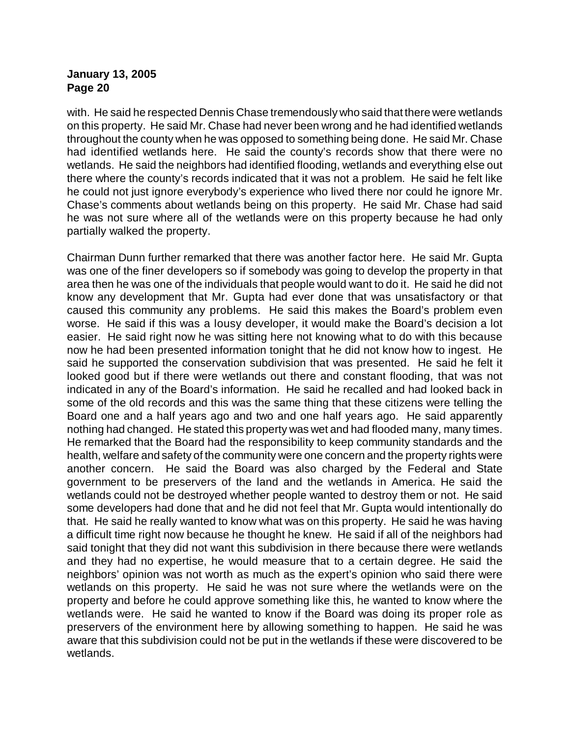with. He said he respected Dennis Chase tremendously who said that there were wetlands on this property. He said Mr. Chase had never been wrong and he had identified wetlands throughout the county when he was opposed to something being done. He said Mr. Chase had identified wetlands here. He said the county's records show that there were no wetlands. He said the neighbors had identified flooding, wetlands and everything else out there where the county's records indicated that it was not a problem. He said he felt like he could not just ignore everybody's experience who lived there nor could he ignore Mr. Chase's comments about wetlands being on this property. He said Mr. Chase had said he was not sure where all of the wetlands were on this property because he had only partially walked the property.

Chairman Dunn further remarked that there was another factor here. He said Mr. Gupta was one of the finer developers so if somebody was going to develop the property in that area then he was one of the individuals that people would want to do it. He said he did not know any development that Mr. Gupta had ever done that was unsatisfactory or that caused this community any problems. He said this makes the Board's problem even worse. He said if this was a lousy developer, it would make the Board's decision a lot easier. He said right now he was sitting here not knowing what to do with this because now he had been presented information tonight that he did not know how to ingest. He said he supported the conservation subdivision that was presented. He said he felt it looked good but if there were wetlands out there and constant flooding, that was not indicated in any of the Board's information. He said he recalled and had looked back in some of the old records and this was the same thing that these citizens were telling the Board one and a half years ago and two and one half years ago. He said apparently nothing had changed. He stated this property was wet and had flooded many, many times. He remarked that the Board had the responsibility to keep community standards and the health, welfare and safety of the community were one concern and the property rights were another concern. He said the Board was also charged by the Federal and State government to be preservers of the land and the wetlands in America. He said the wetlands could not be destroyed whether people wanted to destroy them or not. He said some developers had done that and he did not feel that Mr. Gupta would intentionally do that. He said he really wanted to know what was on this property. He said he was having a difficult time right now because he thought he knew. He said if all of the neighbors had said tonight that they did not want this subdivision in there because there were wetlands and they had no expertise, he would measure that to a certain degree. He said the neighbors' opinion was not worth as much as the expert's opinion who said there were wetlands on this property. He said he was not sure where the wetlands were on the property and before he could approve something like this, he wanted to know where the wetlands were. He said he wanted to know if the Board was doing its proper role as preservers of the environment here by allowing something to happen. He said he was aware that this subdivision could not be put in the wetlands if these were discovered to be wetlands.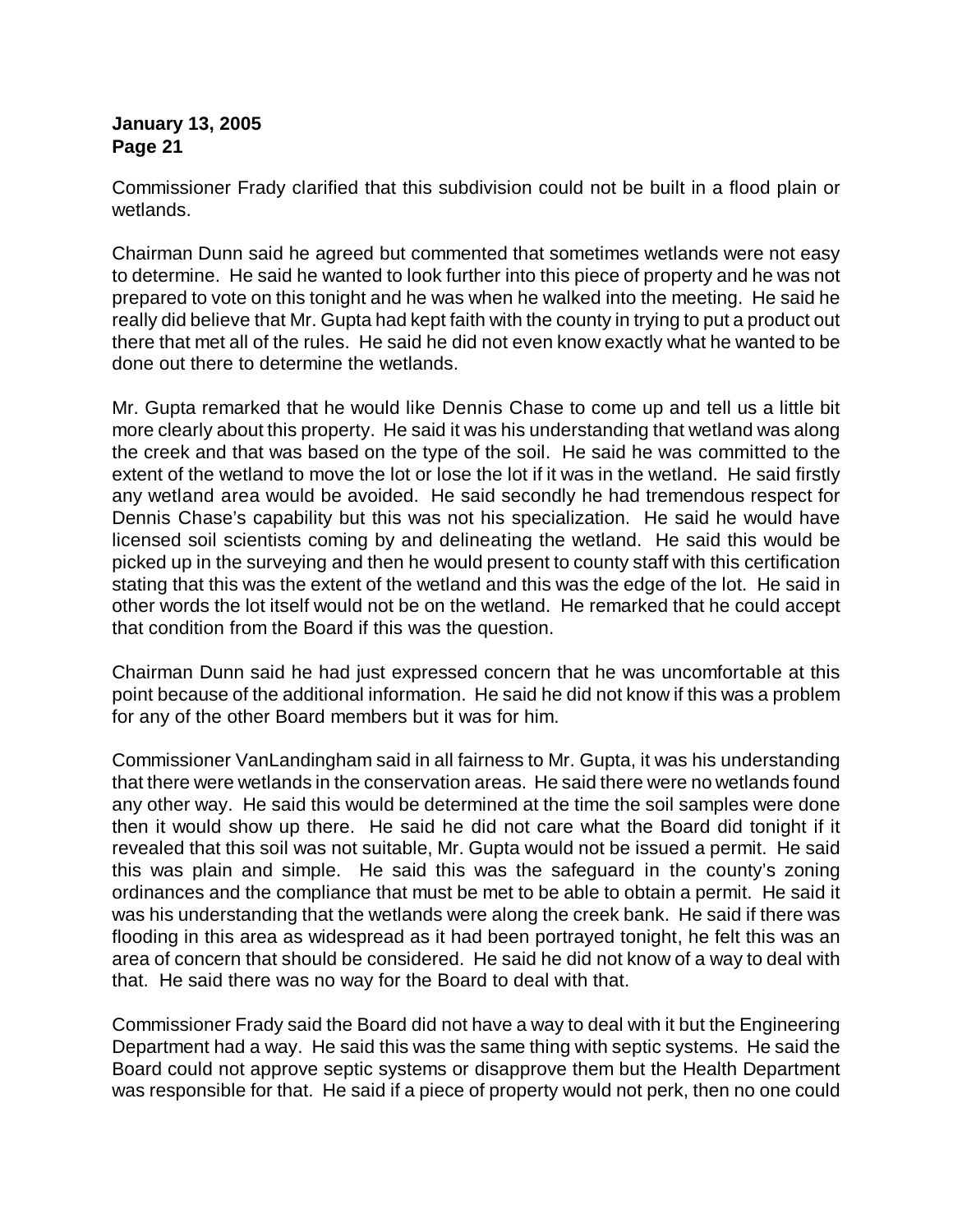Commissioner Frady clarified that this subdivision could not be built in a flood plain or wetlands.

Chairman Dunn said he agreed but commented that sometimes wetlands were not easy to determine. He said he wanted to look further into this piece of property and he was not prepared to vote on this tonight and he was when he walked into the meeting. He said he really did believe that Mr. Gupta had kept faith with the county in trying to put a product out there that met all of the rules. He said he did not even know exactly what he wanted to be done out there to determine the wetlands.

Mr. Gupta remarked that he would like Dennis Chase to come up and tell us a little bit more clearly about this property. He said it was his understanding that wetland was along the creek and that was based on the type of the soil. He said he was committed to the extent of the wetland to move the lot or lose the lot if it was in the wetland. He said firstly any wetland area would be avoided. He said secondly he had tremendous respect for Dennis Chase's capability but this was not his specialization. He said he would have licensed soil scientists coming by and delineating the wetland. He said this would be picked up in the surveying and then he would present to county staff with this certification stating that this was the extent of the wetland and this was the edge of the lot. He said in other words the lot itself would not be on the wetland. He remarked that he could accept that condition from the Board if this was the question.

Chairman Dunn said he had just expressed concern that he was uncomfortable at this point because of the additional information. He said he did not know if this was a problem for any of the other Board members but it was for him.

Commissioner VanLandingham said in all fairness to Mr. Gupta, it was his understanding that there were wetlands in the conservation areas. He said there were no wetlands found any other way. He said this would be determined at the time the soil samples were done then it would show up there. He said he did not care what the Board did tonight if it revealed that this soil was not suitable, Mr. Gupta would not be issued a permit. He said this was plain and simple. He said this was the safeguard in the county's zoning ordinances and the compliance that must be met to be able to obtain a permit. He said it was his understanding that the wetlands were along the creek bank. He said if there was flooding in this area as widespread as it had been portrayed tonight, he felt this was an area of concern that should be considered. He said he did not know of a way to deal with that. He said there was no way for the Board to deal with that.

Commissioner Frady said the Board did not have a way to deal with it but the Engineering Department had a way. He said this was the same thing with septic systems. He said the Board could not approve septic systems or disapprove them but the Health Department was responsible for that. He said if a piece of property would not perk, then no one could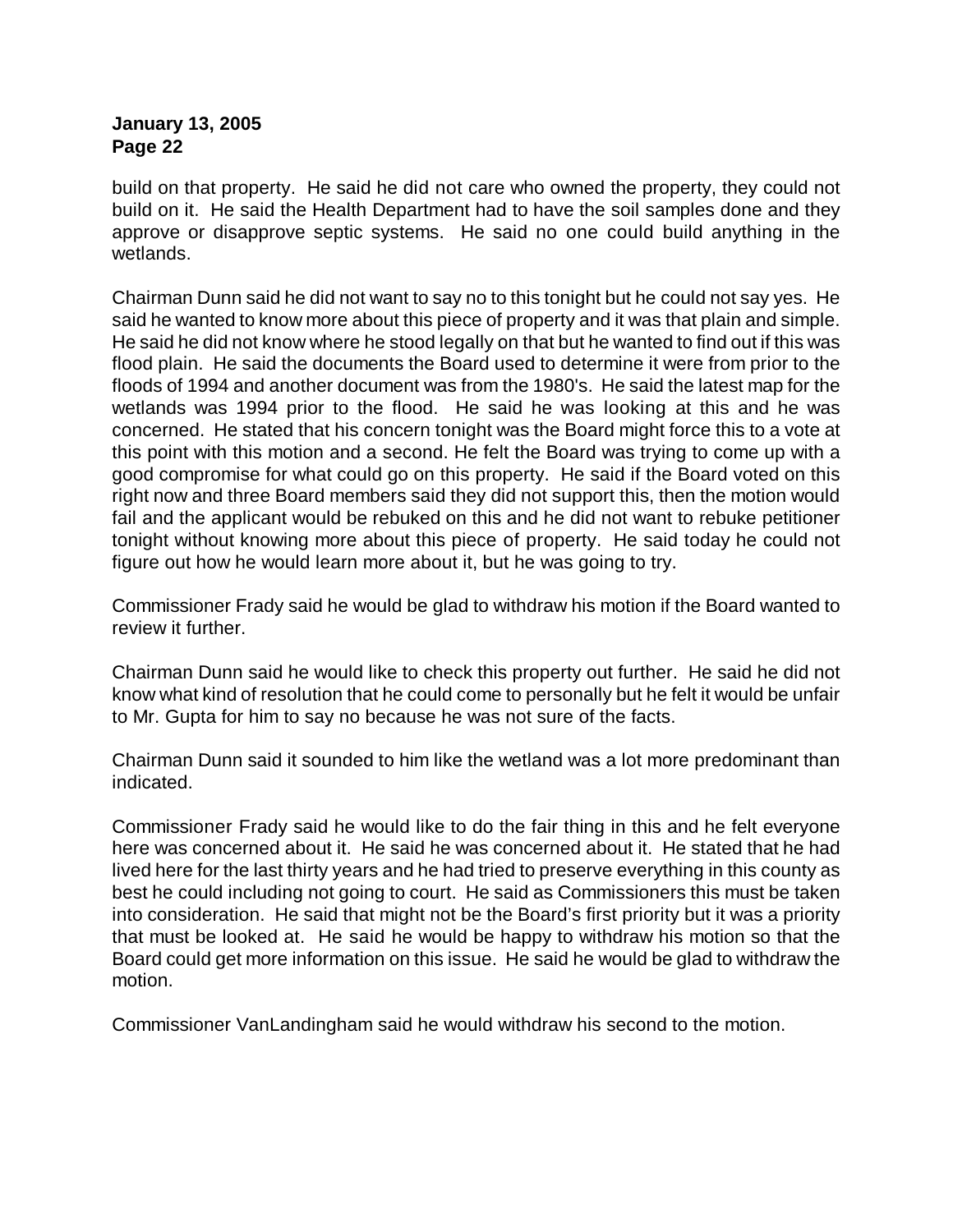build on that property. He said he did not care who owned the property, they could not build on it. He said the Health Department had to have the soil samples done and they approve or disapprove septic systems. He said no one could build anything in the wetlands.

Chairman Dunn said he did not want to say no to this tonight but he could not say yes. He said he wanted to know more about this piece of property and it was that plain and simple. He said he did not know where he stood legally on that but he wanted to find out if this was flood plain. He said the documents the Board used to determine it were from prior to the floods of 1994 and another document was from the 1980's. He said the latest map for the wetlands was 1994 prior to the flood. He said he was looking at this and he was concerned. He stated that his concern tonight was the Board might force this to a vote at this point with this motion and a second. He felt the Board was trying to come up with a good compromise for what could go on this property. He said if the Board voted on this right now and three Board members said they did not support this, then the motion would fail and the applicant would be rebuked on this and he did not want to rebuke petitioner tonight without knowing more about this piece of property. He said today he could not figure out how he would learn more about it, but he was going to try.

Commissioner Frady said he would be glad to withdraw his motion if the Board wanted to review it further.

Chairman Dunn said he would like to check this property out further. He said he did not know what kind of resolution that he could come to personally but he felt it would be unfair to Mr. Gupta for him to say no because he was not sure of the facts.

Chairman Dunn said it sounded to him like the wetland was a lot more predominant than indicated.

Commissioner Frady said he would like to do the fair thing in this and he felt everyone here was concerned about it. He said he was concerned about it. He stated that he had lived here for the last thirty years and he had tried to preserve everything in this county as best he could including not going to court. He said as Commissioners this must be taken into consideration. He said that might not be the Board's first priority but it was a priority that must be looked at. He said he would be happy to withdraw his motion so that the Board could get more information on this issue. He said he would be glad to withdraw the motion.

Commissioner VanLandingham said he would withdraw his second to the motion.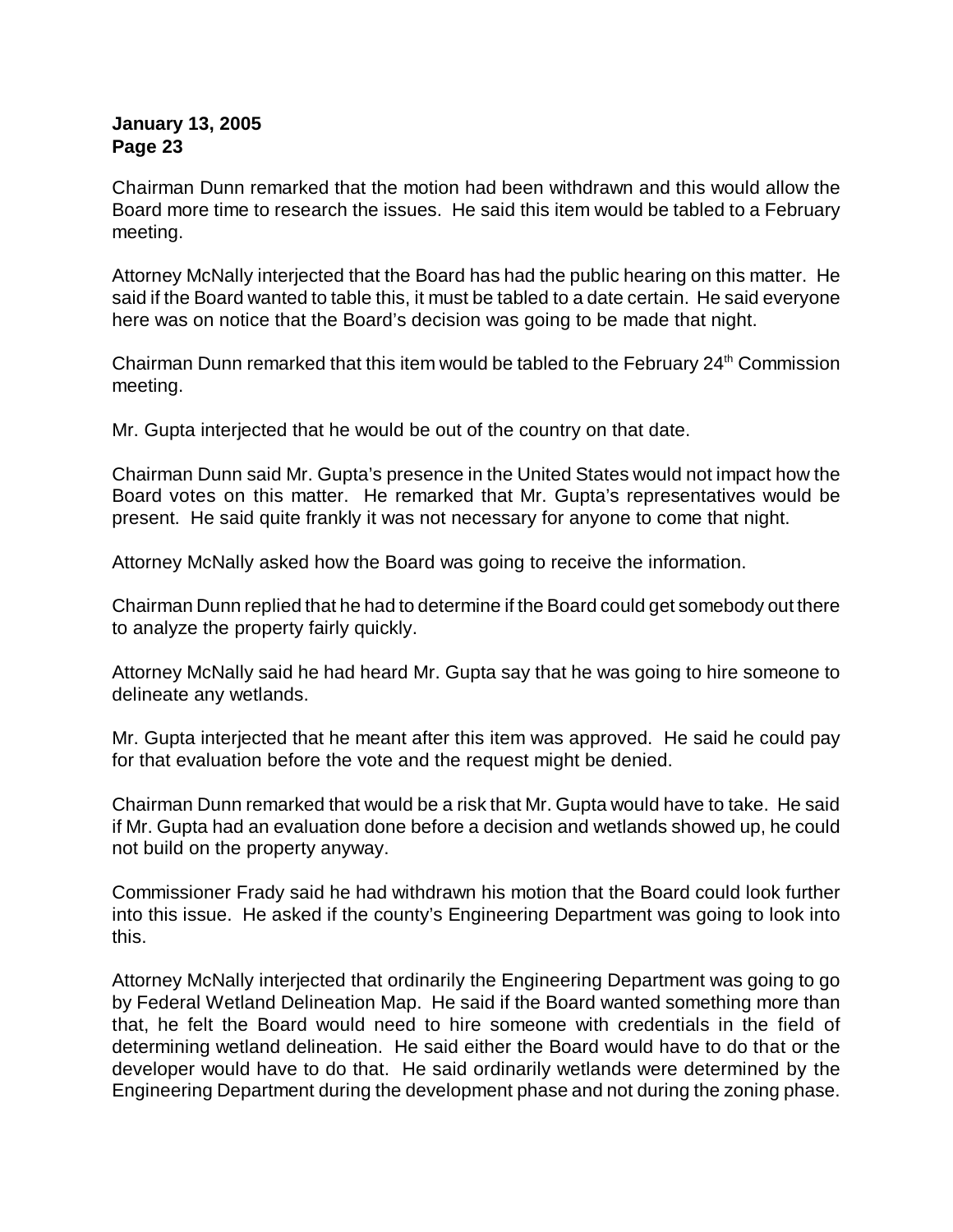Chairman Dunn remarked that the motion had been withdrawn and this would allow the Board more time to research the issues. He said this item would be tabled to a February meeting.

Attorney McNally interjected that the Board has had the public hearing on this matter. He said if the Board wanted to table this, it must be tabled to a date certain. He said everyone here was on notice that the Board's decision was going to be made that night.

Chairman Dunn remarked that this item would be tabled to the February 24th Commission meeting.

Mr. Gupta interjected that he would be out of the country on that date.

Chairman Dunn said Mr. Gupta's presence in the United States would not impact how the Board votes on this matter. He remarked that Mr. Gupta's representatives would be present. He said quite frankly it was not necessary for anyone to come that night.

Attorney McNally asked how the Board was going to receive the information.

Chairman Dunn replied that he had to determine if the Board could get somebody out there to analyze the property fairly quickly.

Attorney McNally said he had heard Mr. Gupta say that he was going to hire someone to delineate any wetlands.

Mr. Gupta interjected that he meant after this item was approved. He said he could pay for that evaluation before the vote and the request might be denied.

Chairman Dunn remarked that would be a risk that Mr. Gupta would have to take. He said if Mr. Gupta had an evaluation done before a decision and wetlands showed up, he could not build on the property anyway.

Commissioner Frady said he had withdrawn his motion that the Board could look further into this issue. He asked if the county's Engineering Department was going to look into this.

Attorney McNally interjected that ordinarily the Engineering Department was going to go by Federal Wetland Delineation Map. He said if the Board wanted something more than that, he felt the Board would need to hire someone with credentials in the field of determining wetland delineation. He said either the Board would have to do that or the developer would have to do that. He said ordinarily wetlands were determined by the Engineering Department during the development phase and not during the zoning phase.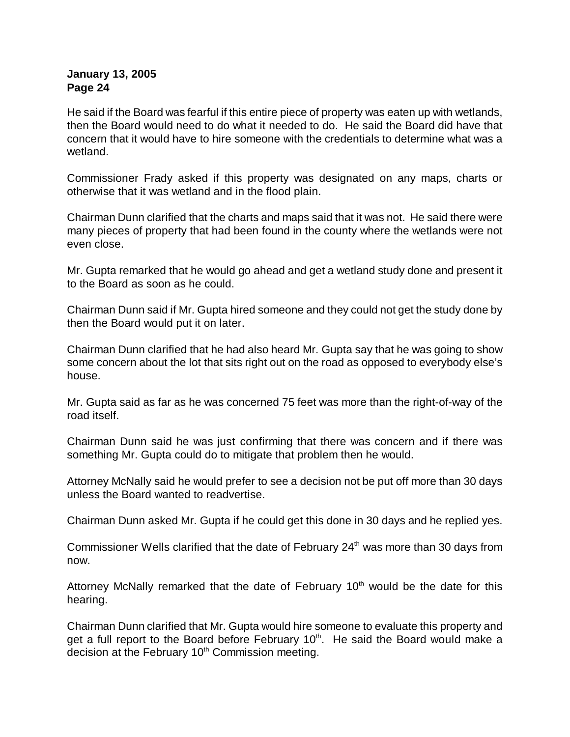He said if the Board was fearful if this entire piece of property was eaten up with wetlands, then the Board would need to do what it needed to do. He said the Board did have that concern that it would have to hire someone with the credentials to determine what was a wetland.

Commissioner Frady asked if this property was designated on any maps, charts or otherwise that it was wetland and in the flood plain.

Chairman Dunn clarified that the charts and maps said that it was not. He said there were many pieces of property that had been found in the county where the wetlands were not even close.

Mr. Gupta remarked that he would go ahead and get a wetland study done and present it to the Board as soon as he could.

Chairman Dunn said if Mr. Gupta hired someone and they could not get the study done by then the Board would put it on later.

Chairman Dunn clarified that he had also heard Mr. Gupta say that he was going to show some concern about the lot that sits right out on the road as opposed to everybody else's house.

Mr. Gupta said as far as he was concerned 75 feet was more than the right-of-way of the road itself.

Chairman Dunn said he was just confirming that there was concern and if there was something Mr. Gupta could do to mitigate that problem then he would.

Attorney McNally said he would prefer to see a decision not be put off more than 30 days unless the Board wanted to readvertise.

Chairman Dunn asked Mr. Gupta if he could get this done in 30 days and he replied yes.

Commissioner Wells clarified that the date of February 24th was more than 30 days from now.

Attorney McNally remarked that the date of February 10th would be the date for this hearing.

Chairman Dunn clarified that Mr. Gupta would hire someone to evaluate this property and get a full report to the Board before February 10th. He said the Board would make a decision at the February 10th Commission meeting.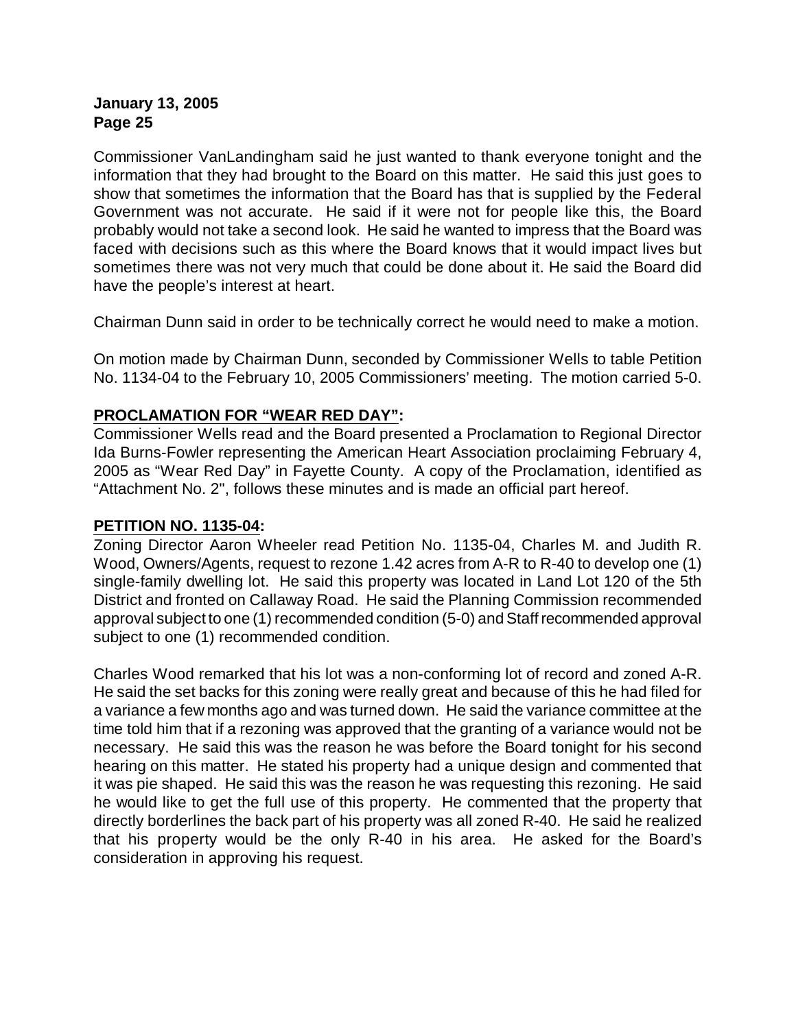Commissioner VanLandingham said he just wanted to thank everyone tonight and the information that they had brought to the Board on this matter. He said this just goes to show that sometimes the information that the Board has that is supplied by the Federal Government was not accurate. He said if it were not for people like this, the Board probably would not take a second look. He said he wanted to impress that the Board was faced with decisions such as this where the Board knows that it would impact lives but sometimes there was not very much that could be done about it. He said the Board did have the people's interest at heart.

Chairman Dunn said in order to be technically correct he would need to make a motion.

On motion made by Chairman Dunn, seconded by Commissioner Wells to table Petition No. 1134-04 to the February 10, 2005 Commissioners' meeting. The motion carried 5-0.

**PROCLAMATION FOR "WEAR RED DAY":**

Commissioner Wells read and the Board presented a Proclamation to Regional Director Ida Burns-Fowler representing the American Heart Association proclaiming February 4, 2005 as "Wear Red Day" in Fayette County. A copy of the Proclamation, identified as "Attachment No. 2", follows these minutes and is made an official part hereof.

**PETITION NO. 1135-04:**

Zoning Director Aaron Wheeler read Petition No. 1135-04, Charles M. and Judith R. Wood, Owners/Agents, request to rezone 1.42 acres from A-R to R-40 to develop one (1) single-family dwelling lot. He said this property was located in Land Lot 120 of the 5th District and fronted on Callaway Road. He said the Planning Commission recommended approval subject to one (1) recommended condition (5-0) and Staff recommended approval subject to one (1) recommended condition.

Charles Wood remarked that his lot was a non-conforming lot of record and zoned A-R. He said the set backs for this zoning were really great and because of this he had filed for a variance a few months ago and was turned down. He said the variance committee at the time told him that if a rezoning was approved that the granting of a variance would not be necessary. He said this was the reason he was before the Board tonight for his second hearing on this matter. He stated his property had a unique design and commented that it was pie shaped. He said this was the reason he was requesting this rezoning. He said he would like to get the full use of this property. He commented that the property that directly borderlines the back part of his property was all zoned R-40. He said he realized that his property would be the only R-40 in his area. He asked for the Board's consideration in approving his request.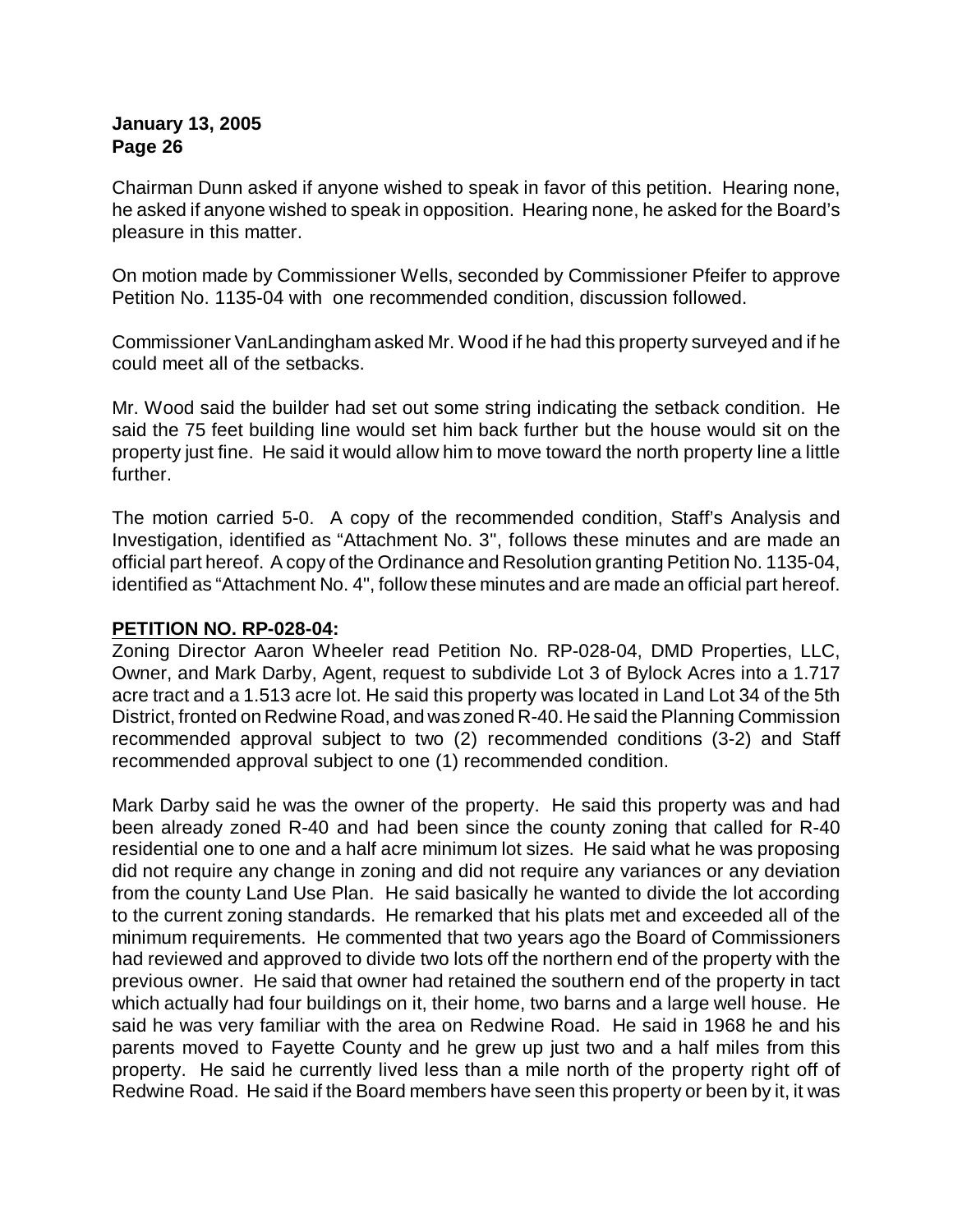Chairman Dunn asked if anyone wished to speak in favor of this petition. Hearing none, he asked if anyone wished to speak in opposition. Hearing none, he asked for the Board's pleasure in this matter.

On motion made by Commissioner Wells, seconded by Commissioner Pfeifer to approve Petition No. 1135-04 with one recommended condition, discussion followed.

Commissioner VanLandingham asked Mr. Wood if he had this property surveyed and if he could meet all of the setbacks.

Mr. Wood said the builder had set out some string indicating the setback condition. He said the 75 feet building line would set him back further but the house would sit on the property just fine. He said it would allow him to move toward the north property line a little further.

The motion carried 5-0. A copy of the recommended condition, Staff's Analysis and Investigation, identified as "Attachment No. 3", follows these minutes and are made an official part hereof. A copy of the Ordinance and Resolution granting Petition No. 1135-04, identified as "Attachment No. 4", follow these minutes and are made an official part hereof.

**PETITION NO. RP-028-04:**

Zoning Director Aaron Wheeler read Petition No. RP-028-04, DMD Properties, LLC, Owner, and Mark Darby, Agent, request to subdivide Lot 3 of Bylock Acres into a 1.717 acre tract and a 1.513 acre lot. He said this property was located in Land Lot 34 of the 5th District, fronted on Redwine Road, and was zoned R-40. He said the Planning Commission recommended approval subject to two (2) recommended conditions (3-2) and Staff recommended approval subject to one (1) recommended condition.

Mark Darby said he was the owner of the property. He said this property was and had been already zoned R-40 and had been since the county zoning that called for R-40 residential one to one and a half acre minimum lot sizes. He said what he was proposing did not require any change in zoning and did not require any variances or any deviation from the county Land Use Plan. He said basically he wanted to divide the lot according to the current zoning standards. He remarked that his plats met and exceeded all of the minimum requirements. He commented that two years ago the Board of Commissioners had reviewed and approved to divide two lots off the northern end of the property with the previous owner. He said that owner had retained the southern end of the property in tact which actually had four buildings on it, their home, two barns and a large well house. He said he was very familiar with the area on Redwine Road. He said in 1968 he and his parents moved to Fayette County and he grew up just two and a half miles from this property. He said he currently lived less than a mile north of the property right off of Redwine Road. He said if the Board members have seen this property or been by it, it was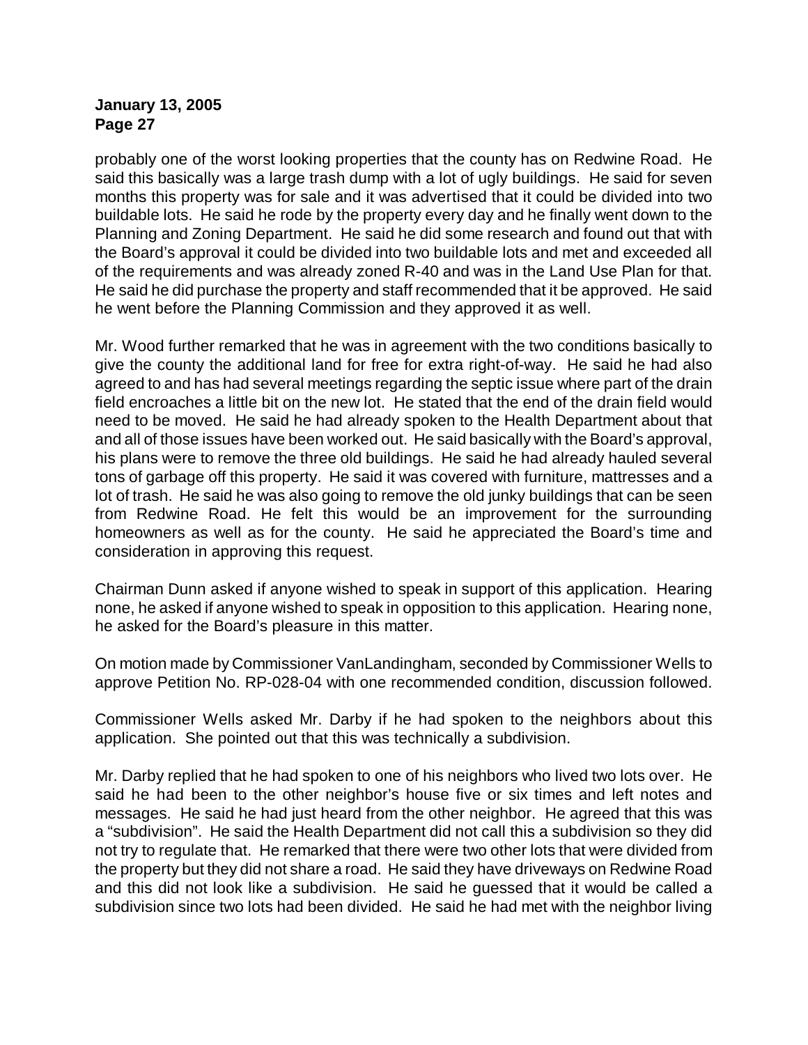probably one of the worst looking properties that the county has on Redwine Road. He said this basically was a large trash dump with a lot of ugly buildings. He said for seven months this property was for sale and it was advertised that it could be divided into two buildable lots. He said he rode by the property every day and he finally went down to the Planning and Zoning Department. He said he did some research and found out that with the Board's approval it could be divided into two buildable lots and met and exceeded all of the requirements and was already zoned R-40 and was in the Land Use Plan for that. He said he did purchase the property and staff recommended that it be approved. He said he went before the Planning Commission and they approved it as well.

Mr. Wood further remarked that he was in agreement with the two conditions basically to give the county the additional land for free for extra right-of-way. He said he had also agreed to and has had several meetings regarding the septic issue where part of the drain field encroaches a little bit on the new lot. He stated that the end of the drain field would need to be moved. He said he had already spoken to the Health Department about that and all of those issues have been worked out. He said basically with the Board's approval, his plans were to remove the three old buildings. He said he had already hauled several tons of garbage off this property. He said it was covered with furniture, mattresses and a lot of trash. He said he was also going to remove the old junky buildings that can be seen from Redwine Road. He felt this would be an improvement for the surrounding homeowners as well as for the county. He said he appreciated the Board's time and consideration in approving this request.

Chairman Dunn asked if anyone wished to speak in support of this application. Hearing none, he asked if anyone wished to speak in opposition to this application. Hearing none, he asked for the Board's pleasure in this matter.

On motion made by Commissioner VanLandingham, seconded by Commissioner Wells to approve Petition No. RP-028-04 with one recommended condition, discussion followed.

Commissioner Wells asked Mr. Darby if he had spoken to the neighbors about this application. She pointed out that this was technically a subdivision.

Mr. Darby replied that he had spoken to one of his neighbors who lived two lots over. He said he had been to the other neighbor's house five or six times and left notes and messages. He said he had just heard from the other neighbor. He agreed that this was a "subdivision". He said the Health Department did not call this a subdivision so they did not try to regulate that. He remarked that there were two other lots that were divided from the property but they did not share a road. He said they have driveways on Redwine Road and this did not look like a subdivision. He said he guessed that it would be called a subdivision since two lots had been divided. He said he had met with the neighbor living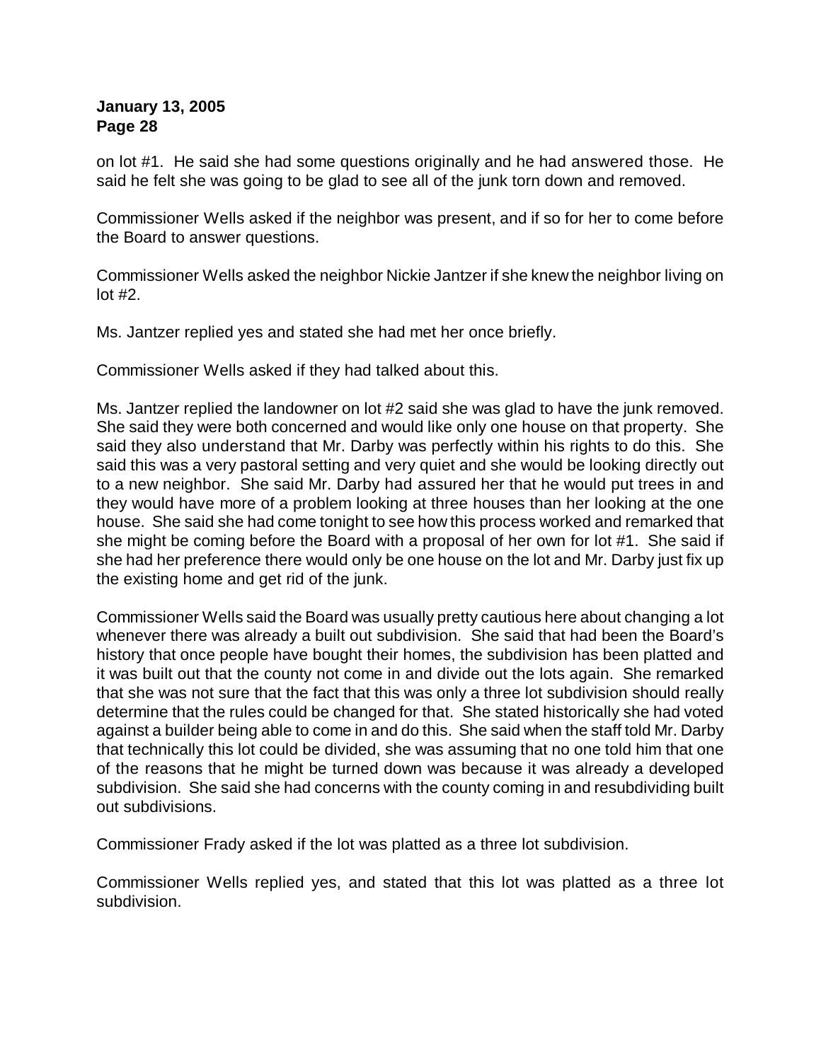on lot #1. He said she had some questions originally and he had answered those. He said he felt she was going to be glad to see all of the junk torn down and removed.

Commissioner Wells asked if the neighbor was present, and if so for her to come before the Board to answer questions.

Commissioner Wells asked the neighbor Nickie Jantzer if she knew the neighbor living on lot #2.

Ms. Jantzer replied yes and stated she had met her once briefly.

Commissioner Wells asked if they had talked about this.

Ms. Jantzer replied the landowner on lot #2 said she was glad to have the junk removed. She said they were both concerned and would like only one house on that property. She said they also understand that Mr. Darby was perfectly within his rights to do this. She said this was a very pastoral setting and very quiet and she would be looking directly out to a new neighbor. She said Mr. Darby had assured her that he would put trees in and they would have more of a problem looking at three houses than her looking at the one house. She said she had come tonight to see how this process worked and remarked that she might be coming before the Board with a proposal of her own for lot #1. She said if she had her preference there would only be one house on the lot and Mr. Darby just fix up the existing home and get rid of the junk.

Commissioner Wells said the Board was usually pretty cautious here about changing a lot whenever there was already a built out subdivision. She said that had been the Board's history that once people have bought their homes, the subdivision has been platted and it was built out that the county not come in and divide out the lots again. She remarked that she was not sure that the fact that this was only a three lot subdivision should really determine that the rules could be changed for that. She stated historically she had voted against a builder being able to come in and do this. She said when the staff told Mr. Darby that technically this lot could be divided, she was assuming that no one told him that one of the reasons that he might be turned down was because it was already a developed subdivision. She said she had concerns with the county coming in and resubdividing built out subdivisions.

Commissioner Frady asked if the lot was platted as a three lot subdivision.

Commissioner Wells replied yes, and stated that this lot was platted as a three lot subdivision.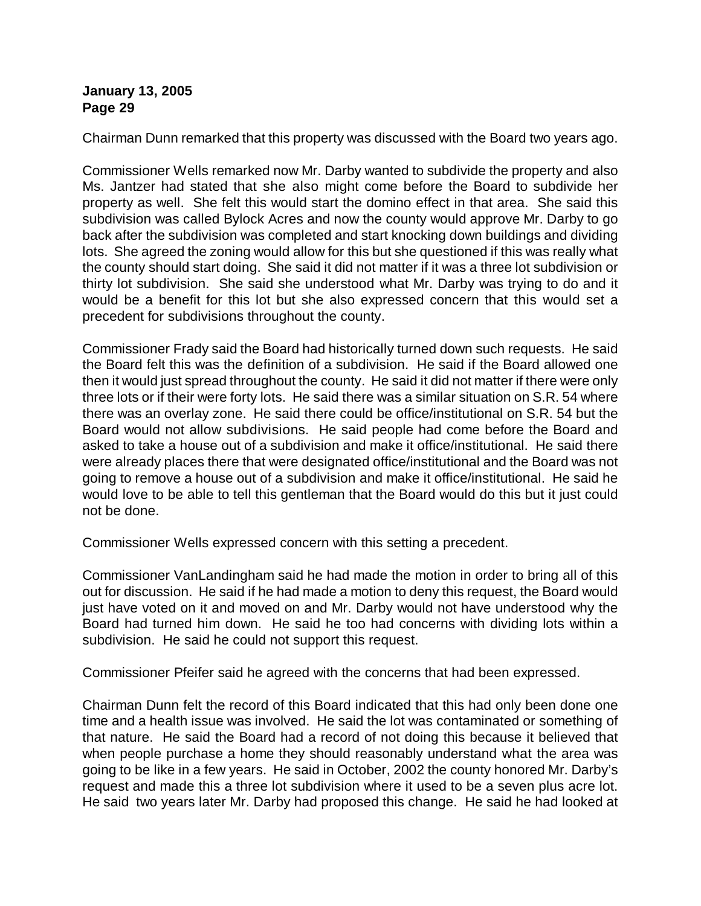Chairman Dunn remarked that this property was discussed with the Board two years ago.

Commissioner Wells remarked now Mr. Darby wanted to subdivide the property and also Ms. Jantzer had stated that she also might come before the Board to subdivide her property as well. She felt this would start the domino effect in that area. She said this subdivision was called Bylock Acres and now the county would approve Mr. Darby to go back after the subdivision was completed and start knocking down buildings and dividing lots. She agreed the zoning would allow for this but she questioned if this was really what the county should start doing. She said it did not matter if it was a three lot subdivision or thirty lot subdivision. She said she understood what Mr. Darby was trying to do and it would be a benefit for this lot but she also expressed concern that this would set a precedent for subdivisions throughout the county.

Commissioner Frady said the Board had historically turned down such requests. He said the Board felt this was the definition of a subdivision. He said if the Board allowed one then it would just spread throughout the county. He said it did not matter if there were only three lots or if their were forty lots. He said there was a similar situation on S.R. 54 where there was an overlay zone. He said there could be office/institutional on S.R. 54 but the Board would not allow subdivisions. He said people had come before the Board and asked to take a house out of a subdivision and make it office/institutional. He said there were already places there that were designated office/institutional and the Board was not going to remove a house out of a subdivision and make it office/institutional. He said he would love to be able to tell this gentleman that the Board would do this but it just could not be done.

Commissioner Wells expressed concern with this setting a precedent.

Commissioner VanLandingham said he had made the motion in order to bring all of this out for discussion. He said if he had made a motion to deny this request, the Board would just have voted on it and moved on and Mr. Darby would not have understood why the Board had turned him down. He said he too had concerns with dividing lots within a subdivision. He said he could not support this request.

Commissioner Pfeifer said he agreed with the concerns that had been expressed.

Chairman Dunn felt the record of this Board indicated that this had only been done one time and a health issue was involved. He said the lot was contaminated or something of that nature. He said the Board had a record of not doing this because it believed that when people purchase a home they should reasonably understand what the area was going to be like in a few years. He said in October, 2002 the county honored Mr. Darby's request and made this a three lot subdivision where it used to be a seven plus acre lot. He said two years later Mr. Darby had proposed this change. He said he had looked at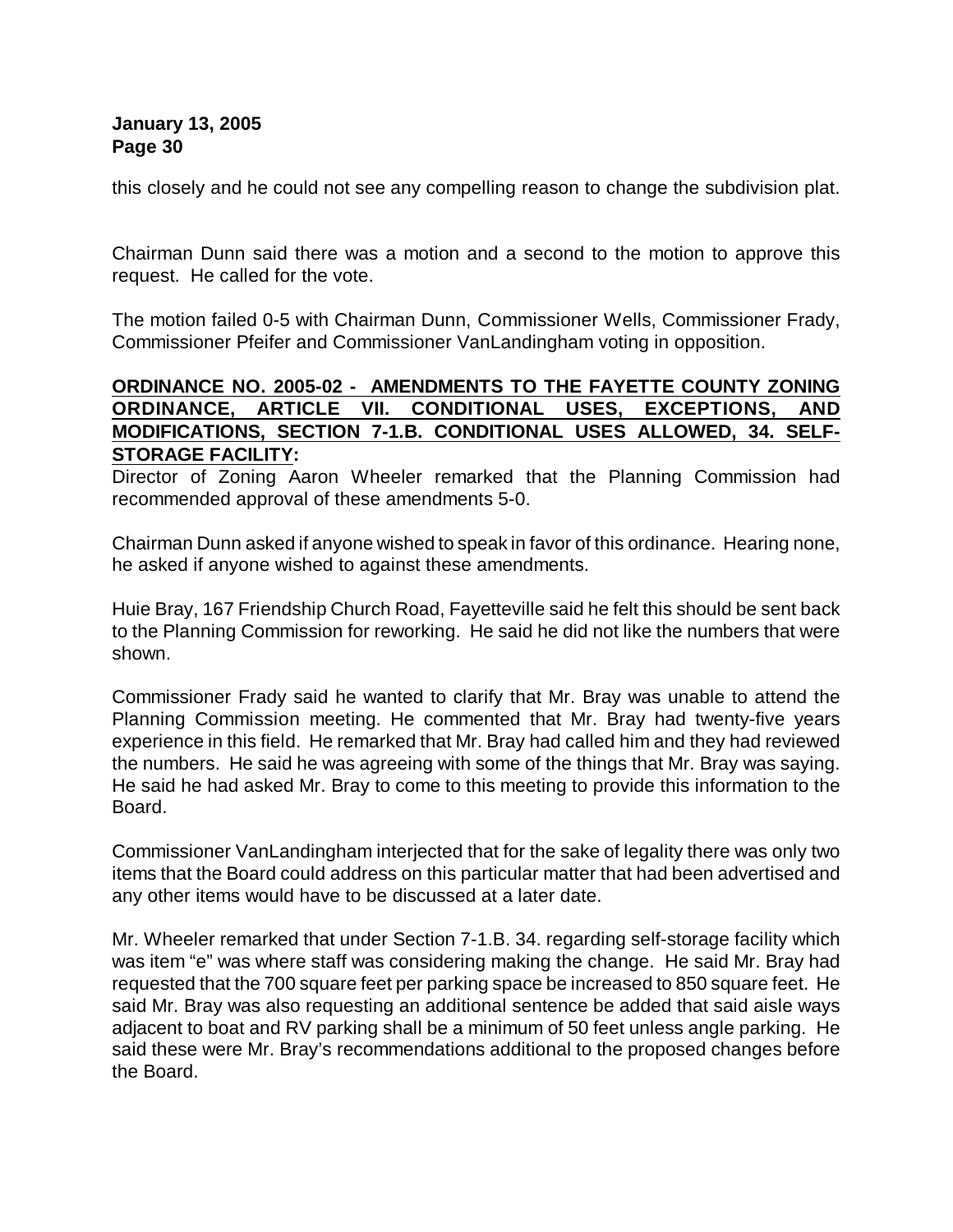this closely and he could not see any compelling reason to change the subdivision plat.

Chairman Dunn said there was a motion and a second to the motion to approve this request. He called for the vote.

The motion failed 0-5 with Chairman Dunn, Commissioner Wells, Commissioner Frady, Commissioner Pfeifer and Commissioner VanLandingham voting in opposition.

**ORDINANCE NO. 2005-02 - AMENDMENTS TO THE FAYETTE COUNTY ZONING ORDINANCE, ARTICLE VII. CONDITIONAL USES, EXCEPTIONS, AND MODIFICATIONS, SECTION 7-1.B. CONDITIONAL USES ALLOWED, 34. SELF-STORAGE FACILITY:**

Director of Zoning Aaron Wheeler remarked that the Planning Commission had recommended approval of these amendments 5-0.

Chairman Dunn asked if anyone wished to speak in favor of this ordinance. Hearing none, he asked if anyone wished to against these amendments.

Huie Bray, 167 Friendship Church Road, Fayetteville said he felt this should be sent back to the Planning Commission for reworking. He said he did not like the numbers that were shown.

Commissioner Frady said he wanted to clarify that Mr. Bray was unable to attend the Planning Commission meeting. He commented that Mr. Bray had twenty-five years experience in this field. He remarked that Mr. Bray had called him and they had reviewed the numbers. He said he was agreeing with some of the things that Mr. Bray was saying. He said he had asked Mr. Bray to come to this meeting to provide this information to the Board.

Commissioner VanLandingham interjected that for the sake of legality there was only two items that the Board could address on this particular matter that had been advertised and any other items would have to be discussed at a later date.

Mr. Wheeler remarked that under Section 7-1.B. 34. regarding self-storage facility which was item "e" was where staff was considering making the change. He said Mr. Bray had requested that the 700 square feet per parking space be increased to 850 square feet. He said Mr. Bray was also requesting an additional sentence be added that said aisle ways adjacent to boat and RV parking shall be a minimum of 50 feet unless angle parking. He said these were Mr. Bray's recommendations additional to the proposed changes before the Board.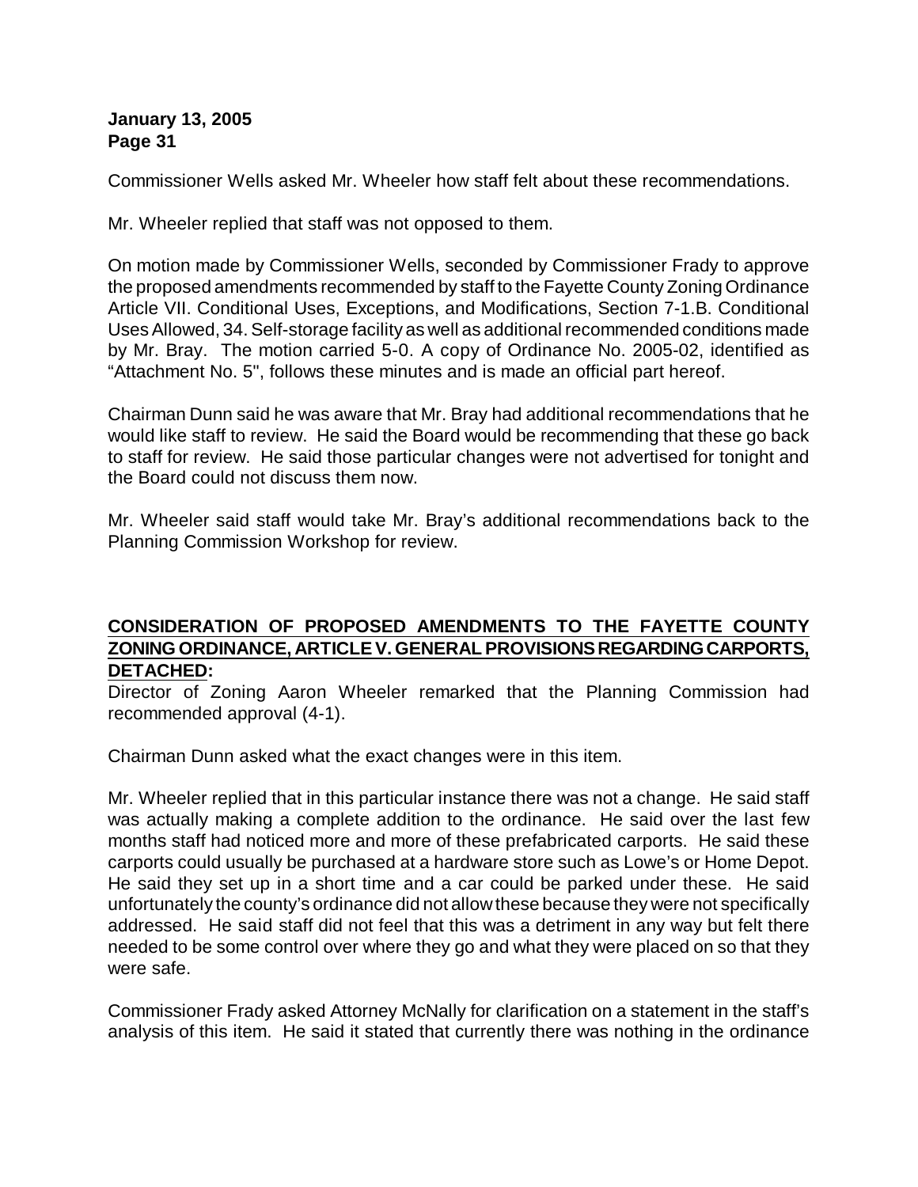Commissioner Wells asked Mr. Wheeler how staff felt about these recommendations.

Mr. Wheeler replied that staff was not opposed to them.

On motion made by Commissioner Wells, seconded by Commissioner Frady to approve the proposed amendments recommended by staff to the Fayette County Zoning Ordinance Article VII. Conditional Uses, Exceptions, and Modifications, Section 7-1.B. Conditional Uses Allowed, 34. Self-storage facility as well as additional recommended conditions made by Mr. Bray. The motion carried 5-0. A copy of Ordinance No. 2005-02, identified as "Attachment No. 5", follows these minutes and is made an official part hereof.

Chairman Dunn said he was aware that Mr. Bray had additional recommendations that he would like staff to review. He said the Board would be recommending that these go back to staff for review. He said those particular changes were not advertised for tonight and the Board could not discuss them now.

Mr. Wheeler said staff would take Mr. Bray's additional recommendations back to the Planning Commission Workshop for review.

**CONSIDERATION OF PROPOSED AMENDMENTS TO THE FAYETTE COUNTY ZONING ORDINANCE, ARTICLE V. GENERAL PROVISIONS REGARDING CARPORTS, DETACHED:**

Director of Zoning Aaron Wheeler remarked that the Planning Commission had recommended approval (4-1).

Chairman Dunn asked what the exact changes were in this item.

Mr. Wheeler replied that in this particular instance there was not a change. He said staff was actually making a complete addition to the ordinance. He said over the last few months staff had noticed more and more of these prefabricated carports. He said these carports could usually be purchased at a hardware store such as Lowe's or Home Depot. He said they set up in a short time and a car could be parked under these. He said unfortunately the county's ordinance did not allow these because they were not specifically addressed. He said staff did not feel that this was a detriment in any way but felt there needed to be some control over where they go and what they were placed on so that they were safe.

Commissioner Frady asked Attorney McNally for clarification on a statement in the staff's analysis of this item. He said it stated that currently there was nothing in the ordinance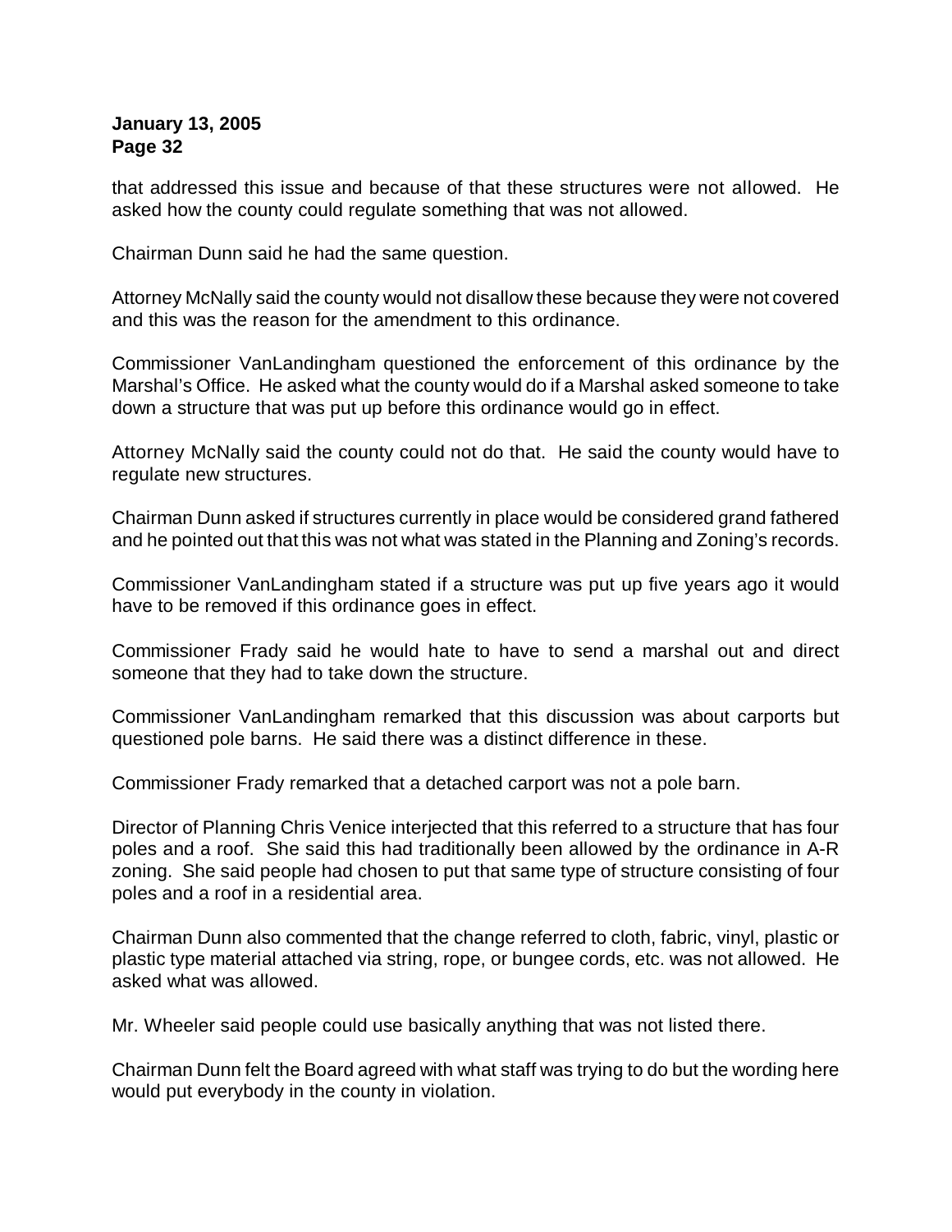that addressed this issue and because of that these structures were not allowed. He asked how the county could regulate something that was not allowed.

Chairman Dunn said he had the same question.

Attorney McNally said the county would not disallow these because they were not covered and this was the reason for the amendment to this ordinance.

Commissioner VanLandingham questioned the enforcement of this ordinance by the Marshal's Office. He asked what the county would do if a Marshal asked someone to take down a structure that was put up before this ordinance would go in effect.

Attorney McNally said the county could not do that. He said the county would have to regulate new structures.

Chairman Dunn asked if structures currently in place would be considered grand fathered and he pointed out that this was not what was stated in the Planning and Zoning's records.

Commissioner VanLandingham stated if a structure was put up five years ago it would have to be removed if this ordinance goes in effect.

Commissioner Frady said he would hate to have to send a marshal out and direct someone that they had to take down the structure.

Commissioner VanLandingham remarked that this discussion was about carports but questioned pole barns. He said there was a distinct difference in these.

Commissioner Frady remarked that a detached carport was not a pole barn.

Director of Planning Chris Venice interjected that this referred to a structure that has four poles and a roof. She said this had traditionally been allowed by the ordinance in A-R zoning. She said people had chosen to put that same type of structure consisting of four poles and a roof in a residential area.

Chairman Dunn also commented that the change referred to cloth, fabric, vinyl, plastic or plastic type material attached via string, rope, or bungee cords, etc. was not allowed. He asked what was allowed.

Mr. Wheeler said people could use basically anything that was not listed there.

Chairman Dunn felt the Board agreed with what staff was trying to do but the wording here would put everybody in the county in violation.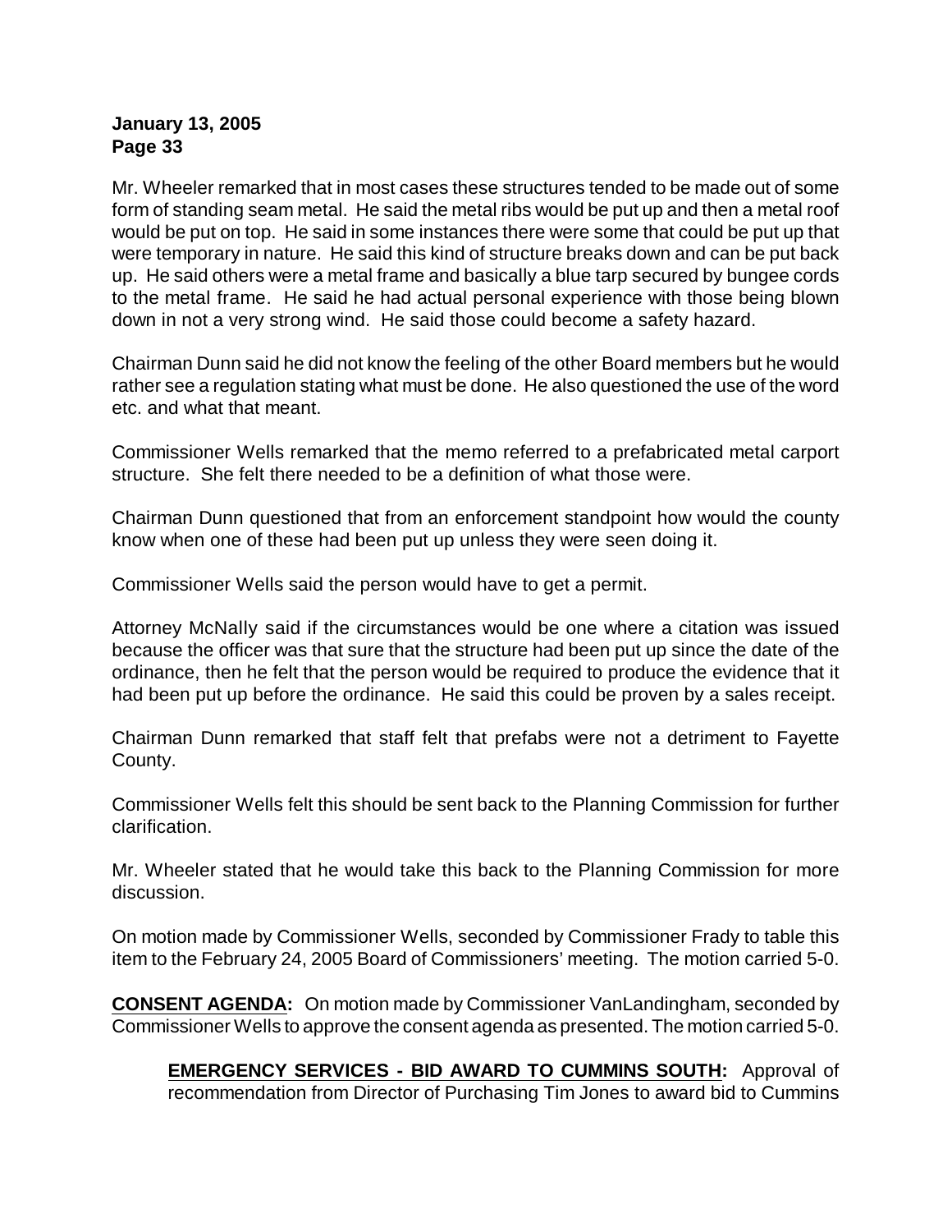Mr. Wheeler remarked that in most cases these structures tended to be made out of some form of standing seam metal. He said the metal ribs would be put up and then a metal roof would be put on top. He said in some instances there were some that could be put up that were temporary in nature. He said this kind of structure breaks down and can be put back up. He said others were a metal frame and basically a blue tarp secured by bungee cords to the metal frame. He said he had actual personal experience with those being blown down in not a very strong wind. He said those could become a safety hazard.

Chairman Dunn said he did not know the feeling of the other Board members but he would rather see a regulation stating what must be done. He also questioned the use of the word etc. and what that meant.

Commissioner Wells remarked that the memo referred to a prefabricated metal carport structure. She felt there needed to be a definition of what those were.

Chairman Dunn questioned that from an enforcement standpoint how would the county know when one of these had been put up unless they were seen doing it.

Commissioner Wells said the person would have to get a permit.

Attorney McNally said if the circumstances would be one where a citation was issued because the officer was that sure that the structure had been put up since the date of the ordinance, then he felt that the person would be required to produce the evidence that it had been put up before the ordinance. He said this could be proven by a sales receipt.

Chairman Dunn remarked that staff felt that prefabs were not a detriment to Fayette County.

Commissioner Wells felt this should be sent back to the Planning Commission for further clarification.

Mr. Wheeler stated that he would take this back to the Planning Commission for more discussion.

On motion made by Commissioner Wells, seconded by Commissioner Frady to table this item to the February 24, 2005 Board of Commissioners' meeting. The motion carried 5-0.

**CONSENT AGENDA:** On motion made by Commissioner VanLandingham, seconded by Commissioner Wells to approve the consent agenda as presented. The motion carried 5-0.

**EMERGENCY SERVICES - BID AWARD TO CUMMINS SOUTH:** Approval of recommendation from Director of Purchasing Tim Jones to award bid to Cummins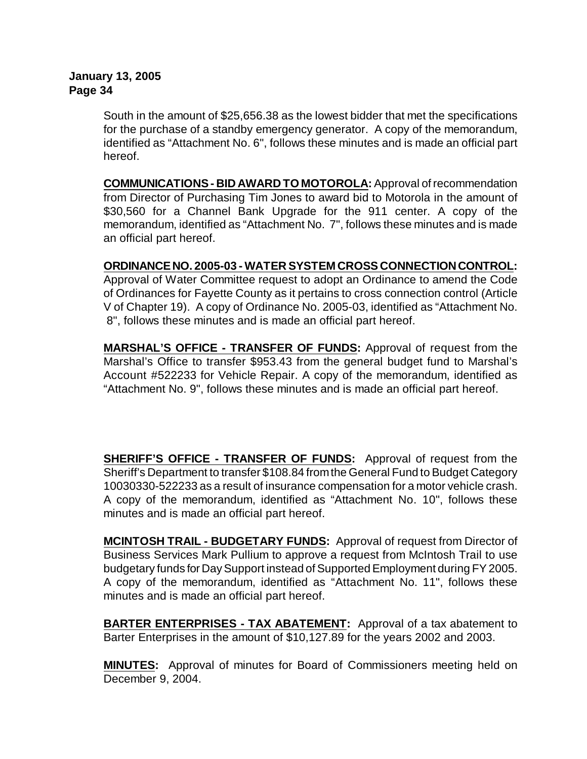South in the amount of $25,656.38 as the lowest bidder that met the specifications for the purchase of a standby emergency generator. A copy of the memorandum, identified as "Attachment No. 6", follows these minutes and is made an official part hereof.

**COMMUNICATIONS - BID AWARD TO MOTOROLA:** Approval of recommendation from Director of Purchasing Tim Jones to award bid to Motorola in the amount of $30,560 for a Channel Bank Upgrade for the 911 center. A copy of the memorandum, identified as "Attachment No. 7", follows these minutes and is made an official part hereof.

**ORDINANCE NO. 2005-03 - WATER SYSTEM CROSS CONNECTION CONTROL:** Approval of Water Committee request to adopt an Ordinance to amend the Code of Ordinances for Fayette County as it pertains to cross connection control (Article V of Chapter 19). A copy of Ordinance No. 2005-03, identified as "Attachment No. 8", follows these minutes and is made an official part hereof.

**MARSHAL'S OFFICE - TRANSFER OF FUNDS:** Approval of request from the Marshal's Office to transfer $953.43 from the general budget fund to Marshal's Account #522233 for Vehicle Repair. A copy of the memorandum, identified as "Attachment No. 9", follows these minutes and is made an official part hereof.

**SHERIFF'S OFFICE - TRANSFER OF FUNDS:** Approval of request from the Sheriff's Department to transfer $108.84 from the General Fund to Budget Category 10030330-522233 as a result of insurance compensation for a motor vehicle crash. A copy of the memorandum, identified as "Attachment No. 10", follows these minutes and is made an official part hereof.

**MCINTOSH TRAIL - BUDGETARY FUNDS:** Approval of request from Director of Business Services Mark Pullium to approve a request from McIntosh Trail to use budgetary funds for Day Support instead of Supported Employment during FY 2005. A copy of the memorandum, identified as "Attachment No. 11", follows these minutes and is made an official part hereof.

**BARTER ENTERPRISES - TAX ABATEMENT:** Approval of a tax abatement to Barter Enterprises in the amount of $10,127.89 for the years 2002 and 2003.

**MINUTES:** Approval of minutes for Board of Commissioners meeting held on December 9, 2004.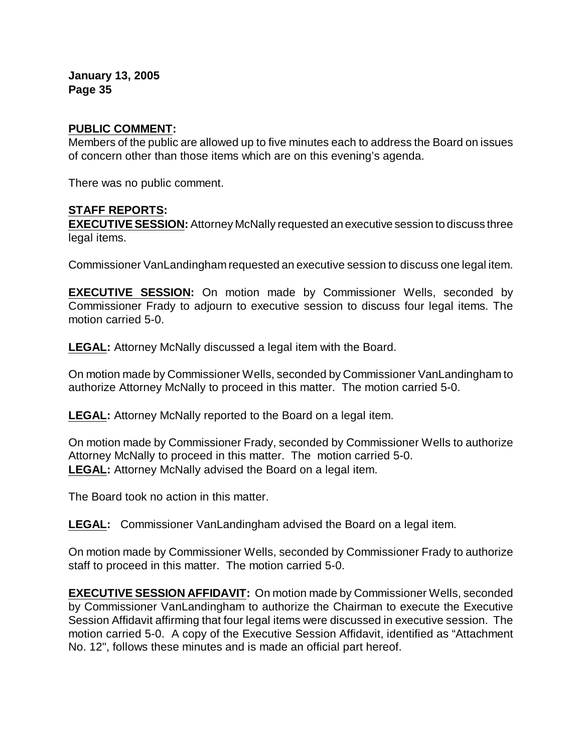**PUBLIC COMMENT:**
Members of the public are allowed up to five minutes each to address the Board on issues of concern other than those items which are on this evening's agenda.

There was no public comment.

**STAFF REPORTS:**
**EXECUTIVE SESSION:** Attorney McNally requested an executive session to discuss three legal items.

Commissioner VanLandingham requested an executive session to discuss one legal item.

**EXECUTIVE SESSION:** On motion made by Commissioner Wells, seconded by Commissioner Frady to adjourn to executive session to discuss four legal items. The motion carried 5-0.

**LEGAL:** Attorney McNally discussed a legal item with the Board.

On motion made by Commissioner Wells, seconded by Commissioner VanLandingham to authorize Attorney McNally to proceed in this matter. The motion carried 5-0.

**LEGAL:** Attorney McNally reported to the Board on a legal item.

On motion made by Commissioner Frady, seconded by Commissioner Wells to authorize Attorney McNally to proceed in this matter. The motion carried 5-0.
**LEGAL:** Attorney McNally advised the Board on a legal item.

The Board took no action in this matter.

**LEGAL:** Commissioner VanLandingham advised the Board on a legal item.

On motion made by Commissioner Wells, seconded by Commissioner Frady to authorize staff to proceed in this matter. The motion carried 5-0.

**EXECUTIVE SESSION AFFIDAVIT:** On motion made by Commissioner Wells, seconded by Commissioner VanLandingham to authorize the Chairman to execute the Executive Session Affidavit affirming that four legal items were discussed in executive session. The motion carried 5-0. A copy of the Executive Session Affidavit, identified as "Attachment No. 12", follows these minutes and is made an official part hereof.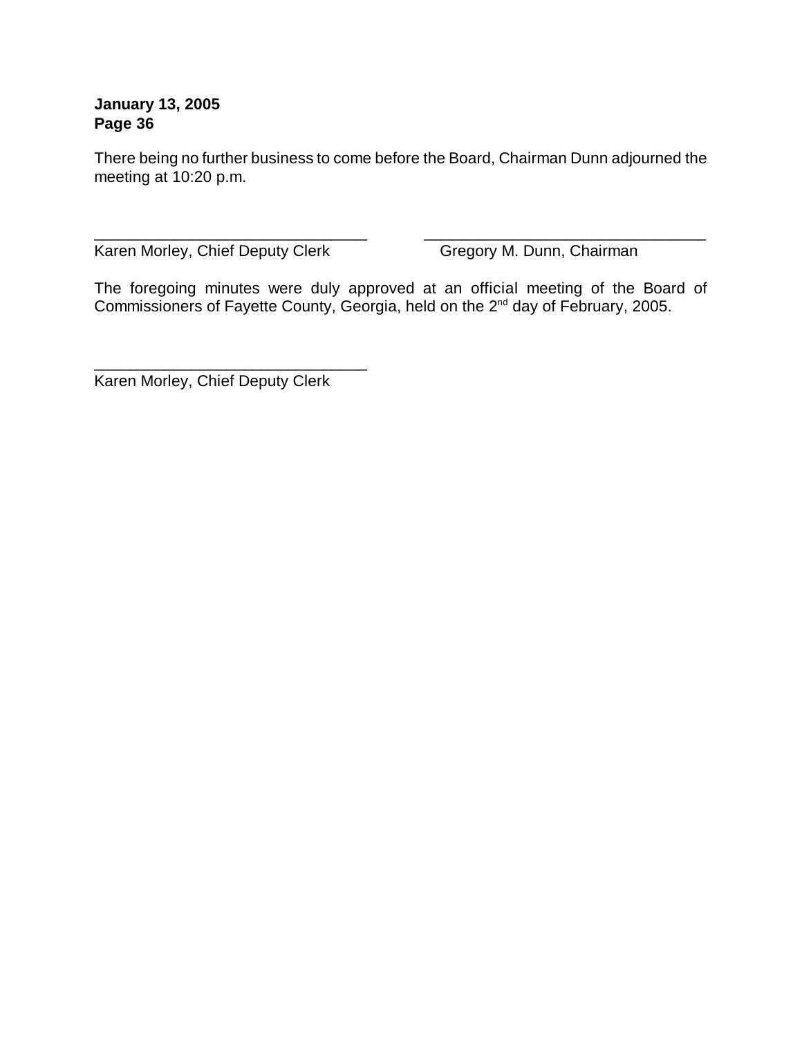There being no further business to come before the Board, Chairman Dunn adjourned the meeting at 10:20 p.m.

\_\_\_\_\_\_\_\_\_\_\_\_\_\_\_\_\_\_\_\_\_\_\_\_\_\_\_\_\_\_\_\_
Karen Morley, Chief Deputy Clerk

\_\_\_\_\_\_\_\_\_\_\_\_\_\_\_\_\_\_\_\_\_\_\_\_\_\_\_\_\_\_\_\_
Gregory M. Dunn, Chairman

The foregoing minutes were duly approved at an official meeting of the Board of Commissioners of Fayette County, Georgia, held on the 2nd day of February, 2005.

\_\_\_\_\_\_\_\_\_\_\_\_\_\_\_\_\_\_\_\_\_\_\_\_\_\_\_\_\_\_\_\_
Karen Morley, Chief Deputy Clerk